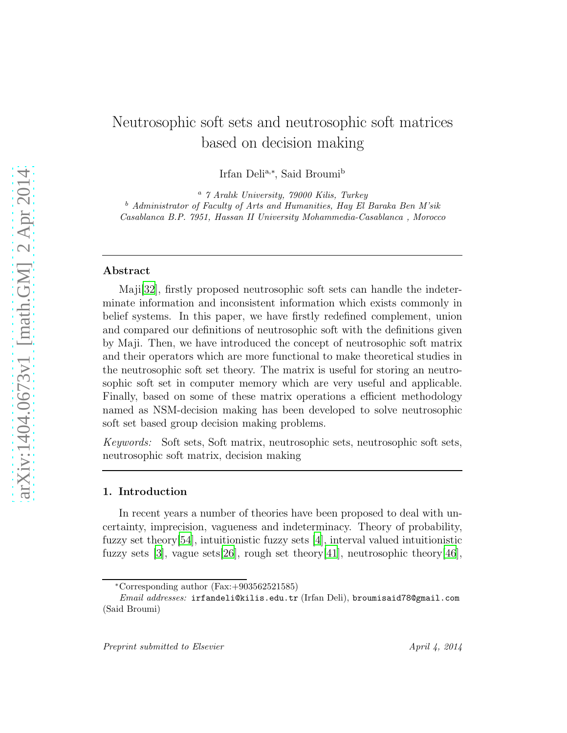# Neutrosophic soft sets and neutrosophic soft matrices based on decision making

Irfan Deli[a,*], Said Broumi[b]

[a] 7 Aralık University, 79000 Kilis, Turkey
[b] Administrator of Faculty of Arts and Humanities, Hay El Baraka Ben M'sik Casablanca B.P. 7951, Hassan II University Mohammedia-Casablanca , Morocco

---

## Abstract

Maji[32], firstly proposed neutrosophic soft sets can handle the indeterminate information and inconsistent information which exists commonly in belief systems. In this paper, we have firstly redefined complement, union and compared our definitions of neutrosophic soft with the definitions given by Maji. Then, we have introduced the concept of neutrosophic soft matrix and their operators which are more functional to make theoretical studies in the neutrosophic soft set theory. The matrix is useful for storing an neutrosophic soft set in computer memory which are very useful and applicable. Finally, based on some of these matrix operations a efficient methodology named as NSM-decision making has been developed to solve neutrosophic soft set based group decision making problems.

*Keywords:* Soft sets, Soft matrix, neutrosophic sets, neutrosophic soft sets, neutrosophic soft matrix, decision making

---

## 1. Introduction

In recent years a number of theories have been proposed to deal with uncertainty, imprecision, vagueness and indeterminacy. Theory of probability, fuzzy set theory[54], intuitionistic fuzzy sets [4], interval valued intuitionistic fuzzy sets [3], vague sets[26], rough set theory[41], neutrosophic theory[46],

---

*Corresponding author (Fax:+903562521585)

*Email addresses:* irfandeli@kilis.edu.tr (Irfan Deli), broumisaid78@gmail.com (Said Broumi)

*Preprint submitted to Elsevier* April 4, 2014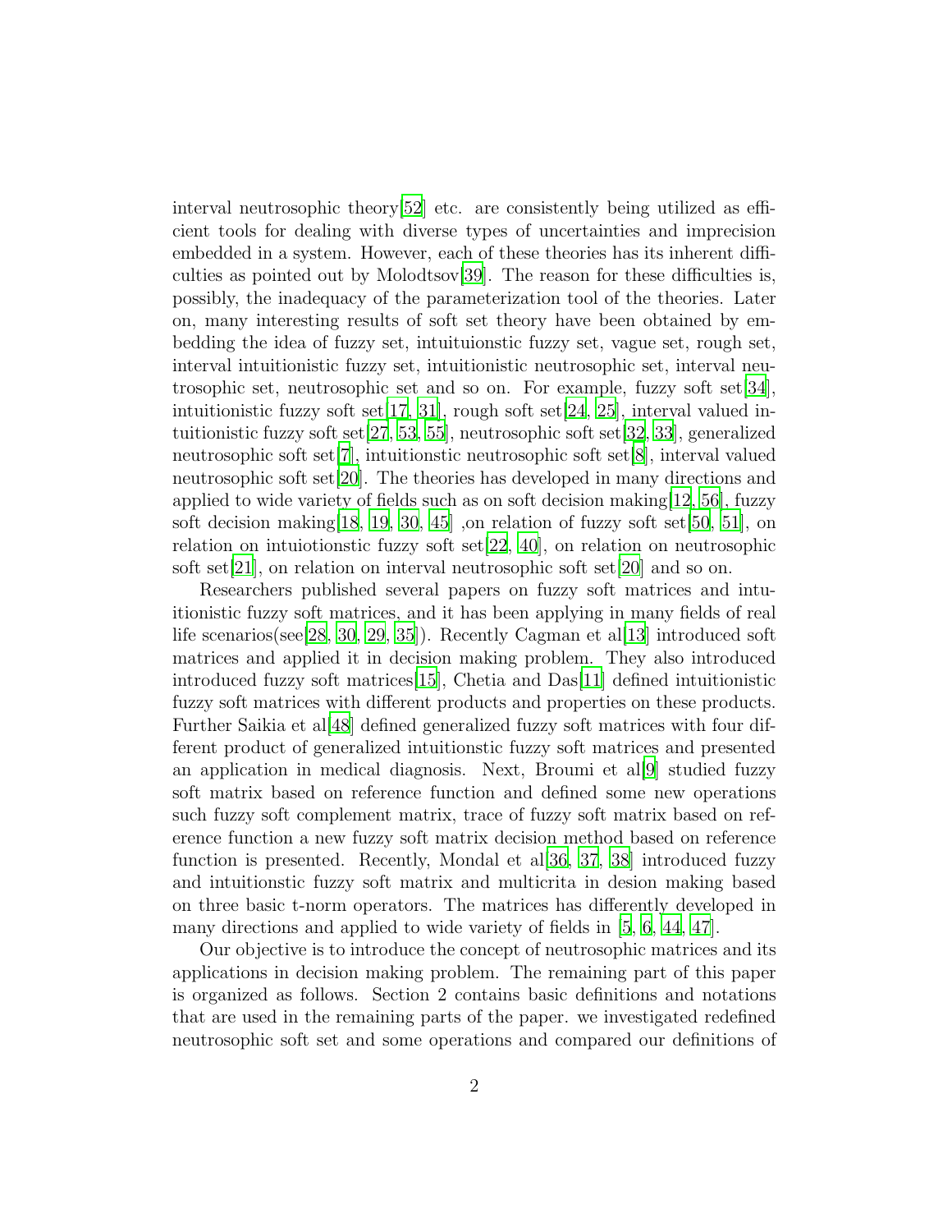interval neutrosophic theory[52] etc. are consistently being utilized as efficient tools for dealing with diverse types of uncertainties and imprecision embedded in a system. However, each of these theories has its inherent difficulties as pointed out by Molodtsov[39]. The reason for these difficulties is, possibly, the inadequacy of the parameterization tool of the theories. Later on, many interesting results of soft set theory have been obtained by embedding the idea of fuzzy set, intuituionstic fuzzy set, vague set, rough set, interval intuitionistic fuzzy set, intuitionistic neutrosophic set, interval neutrosophic set, neutrosophic set and so on. For example, fuzzy soft set[34], intuitionistic fuzzy soft set[17, 31], rough soft set[24, 25], interval valued intuitionistic fuzzy soft set[27, 53, 55], neutrosophic soft set[32, 33], generalized neutrosophic soft set[7], intuitionstic neutrosophic soft set[8], interval valued neutrosophic soft set[20]. The theories has developed in many directions and applied to wide variety of fields such as on soft decision making[12, 56], fuzzy soft decision making[18, 19, 30, 45] ,on relation of fuzzy soft set[50, 51], on relation on intuiotionstic fuzzy soft set[22, 40], on relation on neutrosophic soft set[21], on relation on interval neutrosophic soft set[20] and so on.

Researchers published several papers on fuzzy soft matrices and intuitionistic fuzzy soft matrices, and it has been applying in many fields of real life scenarios(see[28, 30, 29, 35]). Recently Cagman et al[13] introduced soft matrices and applied it in decision making problem. They also introduced introduced fuzzy soft matrices[15], Chetia and Das[11] defined intuitionistic fuzzy soft matrices with different products and properties on these products. Further Saikia et al[48] defined generalized fuzzy soft matrices with four different product of generalized intuitionstic fuzzy soft matrices and presented an application in medical diagnosis. Next, Broumi et al[9] studied fuzzy soft matrix based on reference function and defined some new operations such fuzzy soft complement matrix, trace of fuzzy soft matrix based on reference function a new fuzzy soft matrix decision method based on reference function is presented. Recently, Mondal et al[36, 37, 38] introduced fuzzy and intuitionstic fuzzy soft matrix and multicrita in desion making based on three basic t-norm operators. The matrices has differently developed in many directions and applied to wide variety of fields in [5, 6, 44, 47].

Our objective is to introduce the concept of neutrosophic matrices and its applications in decision making problem. The remaining part of this paper is organized as follows. Section 2 contains basic definitions and notations that are used in the remaining parts of the paper. we investigated redefined neutrosophic soft set and some operations and compared our definitions of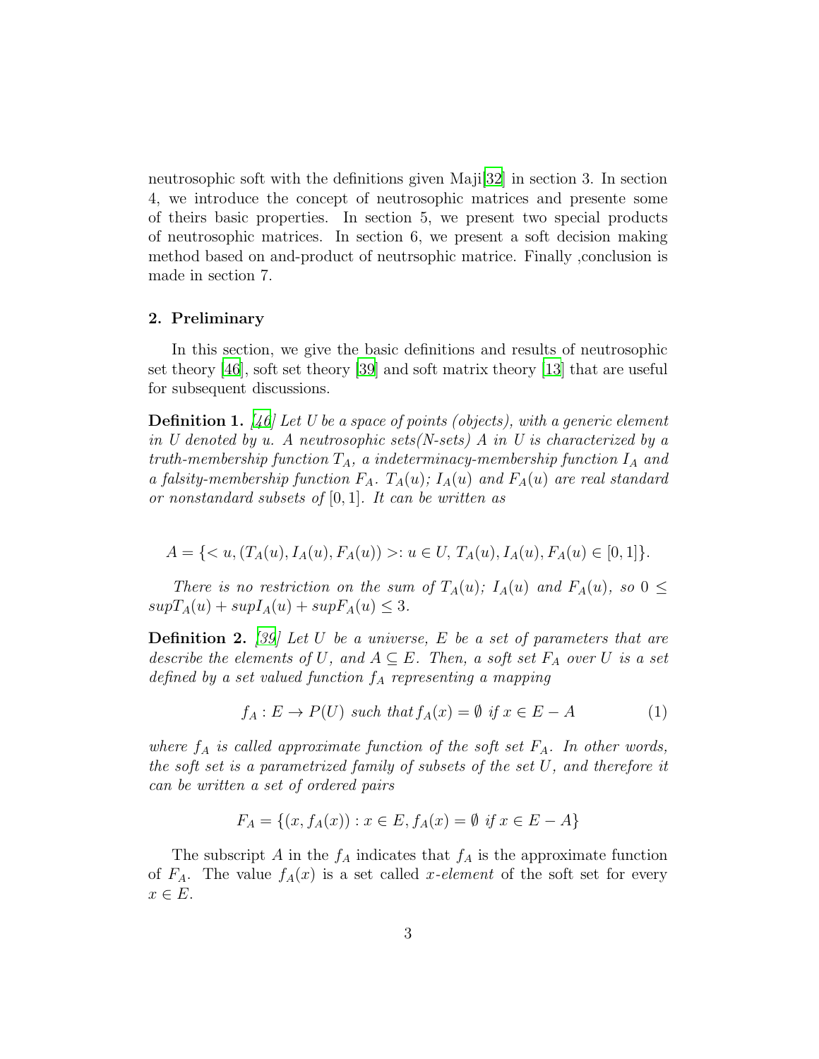neutrosophic soft with the definitions given Maji[32] in section 3. In section 4, we introduce the concept of neutrosophic matrices and presente some of theirs basic properties. In section 5, we present two special products of neutrosophic matrices. In section 6, we present a soft decision making method based on and-product of neutrsophic matrice. Finally ,conclusion is made in section 7.

## 2. Preliminary

In this section, we give the basic definitions and results of neutrosophic set theory [46], soft set theory [39] and soft matrix theory [13] that are useful for subsequent discussions.

**Definition 1.** *[46] Let U be a space of points (objects), with a generic element in U denoted by u. A neutrosophic sets(N-sets) A in U is characterized by a truth-membership function $T_A$, a indeterminacy-membership function $I_A$ and a falsity-membership function $F_A$. $T_A(u)$; $I_A(u)$ and $F_A(u)$ are real standard or nonstandard subsets of $[0, 1]$. It can be written as*

$$A = \{< u, (T_A(u), I_A(u), F_A(u)) >: u \in U, \; T_A(u), I_A(u), F_A(u) \in [0, 1]\}.$$

*There is no restriction on the sum of $T_A(u)$; $I_A(u)$ and $F_A(u)$, so $0 \leq supT_A(u) + supI_A(u) + supF_A(u) \leq 3$.*

**Definition 2.** *[39] Let U be a universe, E be a set of parameters that are describe the elements of U, and $A \subseteq E$. Then, a soft set $F_A$ over U is a set defined by a set valued function $f_A$ representing a mapping*

$$f_A : E \to P(U) \text{ such that } f_A(x) = \emptyset \text{ if } x \in E - A \tag{1}$$

*where $f_A$ is called approximate function of the soft set $F_A$. In other words, the soft set is a parametrized family of subsets of the set U, and therefore it can be written a set of ordered pairs*

$$F_A = \{(x, f_A(x)) : x \in E, f_A(x) = \emptyset \text{ if } x \in E - A\}$$

The subscript A in the $f_A$ indicates that $f_A$ is the approximate function of $F_A$. The value $f_A(x)$ is a set called *x-element* of the soft set for every $x \in E$.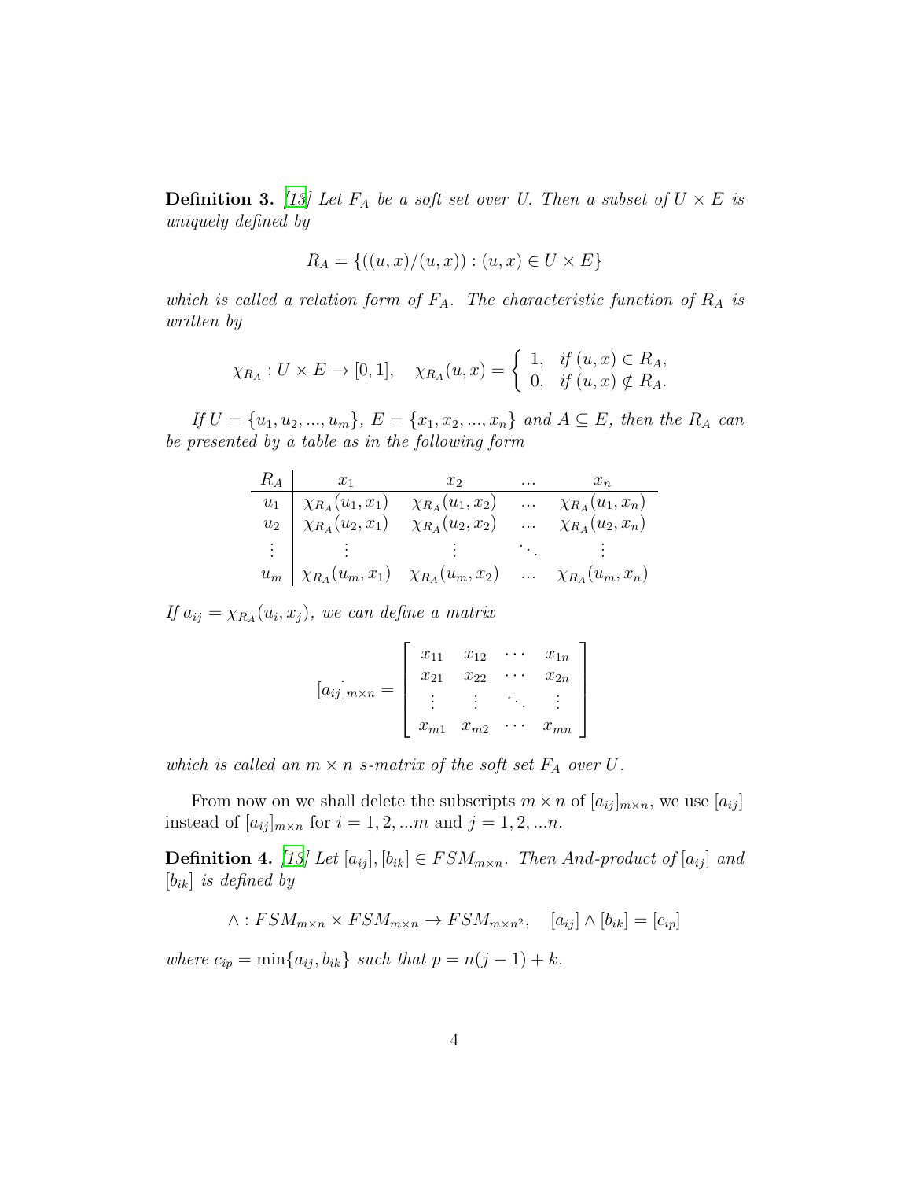**Definition 3.** [13] *Let $F_A$ be a soft set over $U$. Then a subset of $U \times E$ is uniquely defined by*

$$R_A = \{((u,x)/(u,x)) : (u,x) \in U \times E\}$$

*which is called a relation form of $F_A$. The characteristic function of $R_A$ is written by*

$$\chi_{R_A} : U \times E \to [0,1], \quad \chi_{R_A}(u,x) = \begin{cases} 1, & \text{if } (u,x) \in R_A, \\ 0, & \text{if } (u,x) \notin R_A. \end{cases}$$

*If $U = \{u_1, u_2, ..., u_m\}$, $E = \{x_1, x_2, ..., x_n\}$ and $A \subseteq E$, then the $R_A$ can be presented by a table as in the following form*

| $R_A$ | $x_1$ | $x_2$ | ... | $x_n$ |
|---|---|---|---|---|
| $u_1$ | $\chi_{R_A}(u_1,x_1)$ | $\chi_{R_A}(u_1,x_2)$ | ... | $\chi_{R_A}(u_1,x_n)$ |
| $u_2$ | $\chi_{R_A}(u_2,x_1)$ | $\chi_{R_A}(u_2,x_2)$ | ... | $\chi_{R_A}(u_2,x_n)$ |
| $\vdots$ | $\vdots$ | $\vdots$ | $\ddots$ | $\vdots$ |
| $u_m$ | $\chi_{R_A}(u_m,x_1)$ | $\chi_{R_A}(u_m,x_2)$ | ... | $\chi_{R_A}(u_m,x_n)$ |

*If $a_{ij} = \chi_{R_A}(u_i, x_j)$, we can define a matrix*

$$[a_{ij}]_{m\times n} = \begin{bmatrix} x_{11} & x_{12} & \cdots & x_{1n} \\ x_{21} & x_{22} & \cdots & x_{2n} \\ \vdots & \vdots & \ddots & \vdots \\ x_{m1} & x_{m2} & \cdots & x_{mn} \end{bmatrix}$$

*which is called an $m \times n$ s-matrix of the soft set $F_A$ over $U$.*

From now on we shall delete the subscripts $m \times n$ of $[a_{ij}]_{m\times n}$, we use $[a_{ij}]$ instead of $[a_{ij}]_{m\times n}$ for $i = 1, 2, ...m$ and $j = 1, 2, ...n$.

**Definition 4.** [13] *Let $[a_{ij}], [b_{ik}] \in FSM_{m\times n}$. Then And-product of $[a_{ij}]$ and $[b_{ik}]$ is defined by*

$$\wedge : FSM_{m\times n} \times FSM_{m\times n} \to FSM_{m\times n^2}, \quad [a_{ij}] \wedge [b_{ik}] = [c_{ip}]$$

*where $c_{ip} = \min\{a_{ij}, b_{ik}\}$ such that $p = n(j-1) + k$.*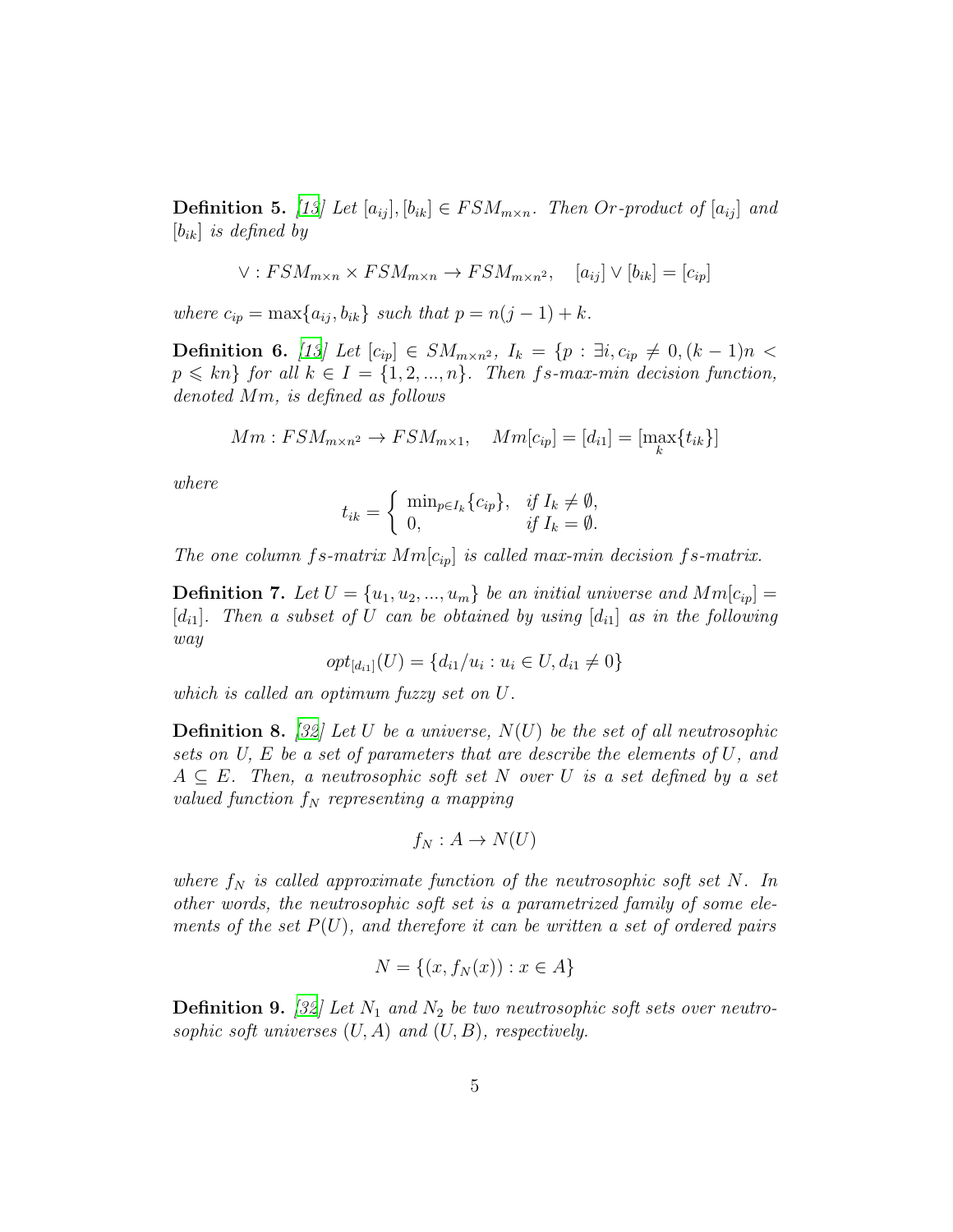**Definition 5.** [13] *Let $[a_{ij}], [b_{ik}] \in FSM_{m\times n}$. Then Or-product of $[a_{ij}]$ and $[b_{ik}]$ is defined by*

$$\vee : FSM_{m\times n} \times FSM_{m\times n} \to FSM_{m\times n^2}, \quad [a_{ij}] \vee [b_{ik}] = [c_{ip}]$$

*where $c_{ip} = \max\{a_{ij}, b_{ik}\}$ such that $p = n(j-1)+k$.*

**Definition 6.** [13] *Let $[c_{ip}] \in SM_{m\times n^2}$, $I_k = \{p : \exists i, c_{ip} \neq 0, (k-1)n < p \leqslant kn\}$ for all $k \in I = \{1, 2, ..., n\}$. Then fs-max-min decision function, denoted $Mm$, is defined as follows*

$$Mm : FSM_{m\times n^2} \to FSM_{m\times 1}, \quad Mm[c_{ip}] = [d_{i1}] = [\max_k\{t_{ik}\}]$$

*where*

$$t_{ik} = \begin{cases} \min_{p\in I_k}\{c_{ip}\}, & \text{if } I_k \neq \emptyset, \\ 0, & \text{if } I_k = \emptyset. \end{cases}$$

*The one column fs-matrix $Mm[c_{ip}]$ is called max-min decision fs-matrix.*

**Definition 7.** *Let $U = \{u_1, u_2, ..., u_m\}$ be an initial universe and $Mm[c_{ip}] = [d_{i1}]$. Then a subset of $U$ can be obtained by using $[d_{i1}]$ as in the following way*

$$opt_{[d_{i1}]}(U) = \{d_{i1}/u_i : u_i \in U, d_{i1} \neq 0\}$$

*which is called an optimum fuzzy set on $U$.*

**Definition 8.** [32] *Let $U$ be a universe, $N(U)$ be the set of all neutrosophic sets on $U$, $E$ be a set of parameters that are describe the elements of $U$, and $A \subseteq E$. Then, a neutrosophic soft set $N$ over $U$ is a set defined by a set valued function $f_N$ representing a mapping*

$$f_N : A \to N(U)$$

*where $f_N$ is called approximate function of the neutrosophic soft set $N$. In other words, the neutrosophic soft set is a parametrized family of some elements of the set $P(U)$, and therefore it can be written a set of ordered pairs*

$$N = \{(x, f_N(x)) : x \in A\}$$

**Definition 9.** [32] *Let $N_1$ and $N_2$ be two neutrosophic soft sets over neutrosophic soft universes $(U, A)$ and $(U, B)$, respectively.*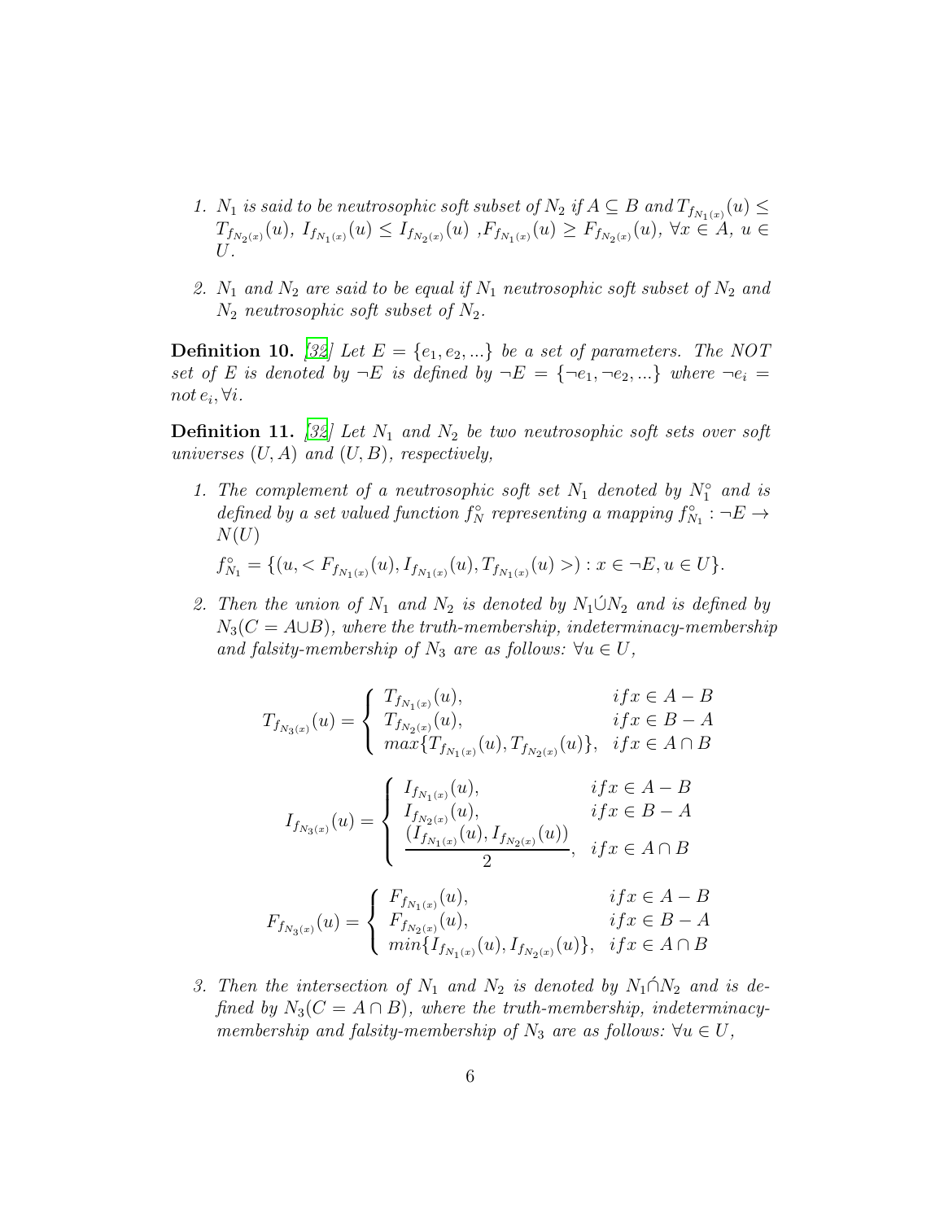1. $N_1$ is said to be neutrosophic soft subset of $N_2$ if $A \subseteq B$ and $T_{f_{N_1(x)}}(u) \leq T_{f_{N_2(x)}}(u)$, $I_{f_{N_1(x)}}(u) \leq I_{f_{N_2(x)}}(u)$ ,$F_{f_{N_1(x)}}(u) \geq F_{f_{N_2(x)}}(u)$, $\forall x \in A$, $u \in U$.

2. $N_1$ and $N_2$ are said to be equal if $N_1$ neutrosophic soft subset of $N_2$ and $N_2$ neutrosophic soft subset of $N_2$.

**Definition 10.** *[32] Let $E = \{e_1, e_2, ...\}$ be a set of parameters. The NOT set of $E$ is denoted by $\neg E$ is defined by $\neg E = \{\neg e_1, \neg e_2, ...\}$ where $\neg e_i = not\, e_i, \forall i$.*

**Definition 11.** *[32] Let $N_1$ and $N_2$ be two neutrosophic soft sets over soft universes $(U, A)$ and $(U, B)$, respectively,*

1. The complement of a neutrosophic soft set $N_1$ denoted by $N_1^\circ$ and is defined by a set valued function $f_N^\circ$ representing a mapping $f_{N_1}^\circ : \neg E \to N(U)$

   $f_{N_1}^\circ = \{(u, < F_{f_{N_1(x)}}(u), I_{f_{N_1(x)}}(u), T_{f_{N_1(x)}}(u) >) : x \in \neg E, u \in U\}$.

2. Then the union of $N_1$ and $N_2$ is denoted by $N_1 \acute{\cup} N_2$ and is defined by $N_3(C = A \cup B)$, where the truth-membership, indeterminacy-membership and falsity-membership of $N_3$ are as follows: $\forall u \in U$,

$$T_{f_{N_3(x)}}(u) = \begin{cases} T_{f_{N_1(x)}}(u), & if x \in A - B \\ T_{f_{N_2(x)}}(u), & if x \in B - A \\ max\{T_{f_{N_1(x)}}(u), T_{f_{N_2(x)}}(u)\}, & if x \in A \cap B \end{cases}$$

$$I_{f_{N_3(x)}}(u) = \begin{cases} I_{f_{N_1(x)}}(u), & if x \in A - B \\ I_{f_{N_2(x)}}(u), & if x \in B - A \\ \dfrac{(I_{f_{N_1(x)}}(u), I_{f_{N_2(x)}}(u))}{2}, & if x \in A \cap B \end{cases}$$

$$F_{f_{N_3(x)}}(u) = \begin{cases} F_{f_{N_1(x)}}(u), & if x \in A - B \\ F_{f_{N_2(x)}}(u), & if x \in B - A \\ min\{I_{f_{N_1(x)}}(u), I_{f_{N_2(x)}}(u)\}, & if x \in A \cap B \end{cases}$$

3. Then the intersection of $N_1$ and $N_2$ is denoted by $N_1 \acute{\cap} N_2$ and is defined by $N_3(C = A \cap B)$, where the truth-membership, indeterminacy-membership and falsity-membership of $N_3$ are as follows: $\forall u \in U$,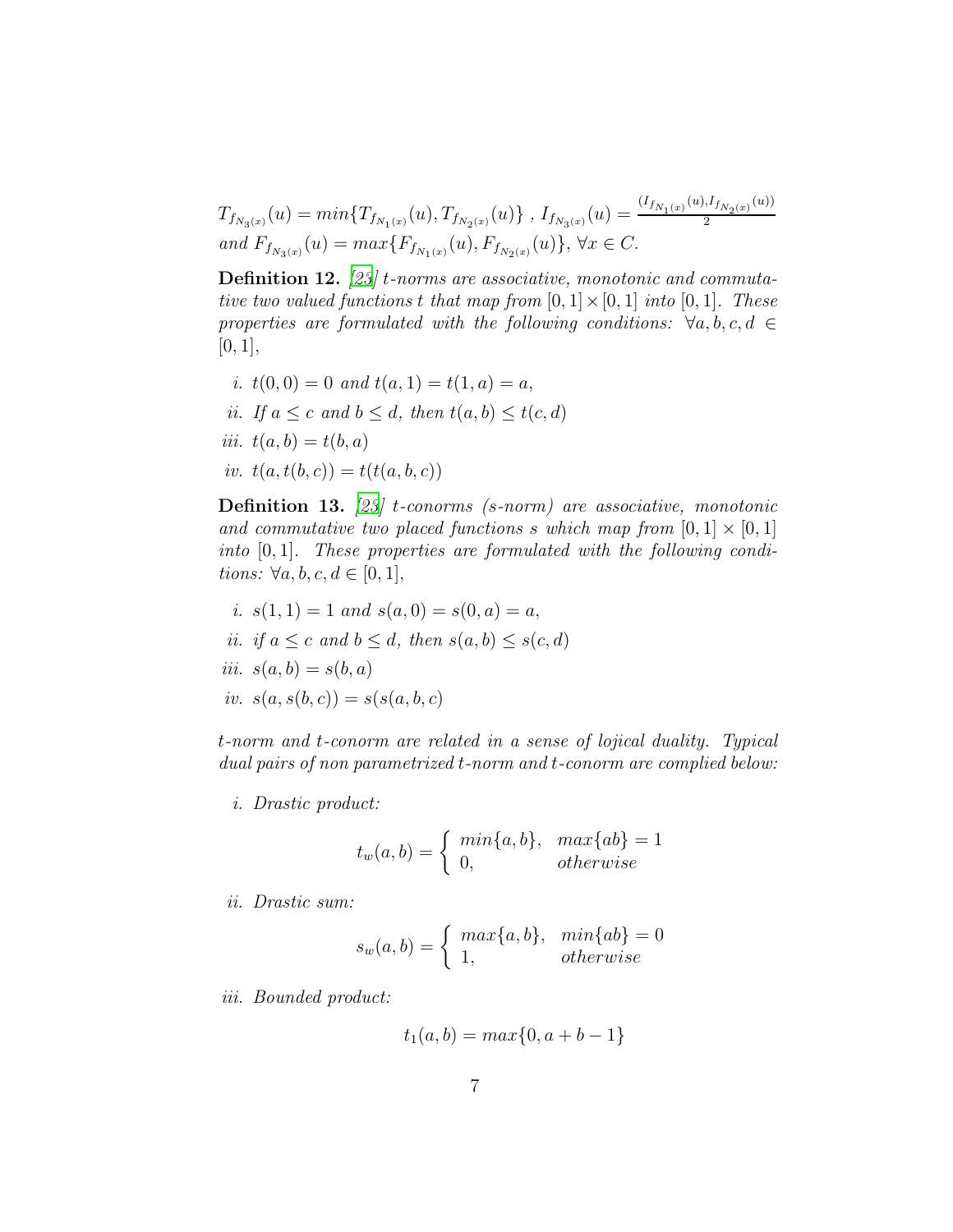$T_{f_{N_3(x)}}(u) = min\{T_{f_{N_1(x)}}(u), T_{f_{N_2(x)}}(u)\}$ , $I_{f_{N_3(x)}}(u) = \frac{(I_{f_{N_1(x)}}(u), I_{f_{N_2(x)}}(u))}{2}$ *and* $F_{f_{N_3(x)}}(u) = max\{F_{f_{N_1(x)}}(u), F_{f_{N_2(x)}}(u)\}$, $\forall x \in C$.

**Definition 12.** *[23] t-norms are associative, monotonic and commutative two valued functions t that map from* $[0,1] \times [0,1]$ *into* $[0,1]$. *These properties are formulated with the following conditions:* $\forall a, b, c, d \in [0,1]$,

*i.* $t(0,0) = 0$ *and* $t(a,1) = t(1,a) = a$,

*ii.* *If* $a \leq c$ *and* $b \leq d$, *then* $t(a,b) \leq t(c,d)$

*iii.* $t(a,b) = t(b,a)$

*iv.* $t(a, t(b,c)) = t(t(a,b,c))$

**Definition 13.** *[23] t-conorms (s-norm) are associative, monotonic and commutative two placed functions s which map from* $[0,1] \times [0,1]$ *into* $[0,1]$. *These properties are formulated with the following conditions:* $\forall a, b, c, d \in [0,1]$,

*i.* $s(1,1) = 1$ *and* $s(a,0) = s(0,a) = a$,

*ii.* *if* $a \leq c$ *and* $b \leq d$, *then* $s(a,b) \leq s(c,d)$

*iii.* $s(a,b) = s(b,a)$

*iv.* $s(a, s(b,c)) = s(s(a,b,c)$

*t-norm and t-conorm are related in a sense of lojical duality. Typical dual pairs of non parametrized t-norm and t-conorm are complied below:*

*i.* *Drastic product:*

$$t_w(a,b) = \begin{cases} min\{a,b\}, & max\{ab\} = 1 \\ 0, & otherwise \end{cases}$$

*ii.* *Drastic sum:*

$$s_w(a,b) = \begin{cases} max\{a,b\}, & min\{ab\} = 0 \\ 1, & otherwise \end{cases}$$

*iii.* *Bounded product:*

$$t_1(a,b) = max\{0, a+b-1\}$$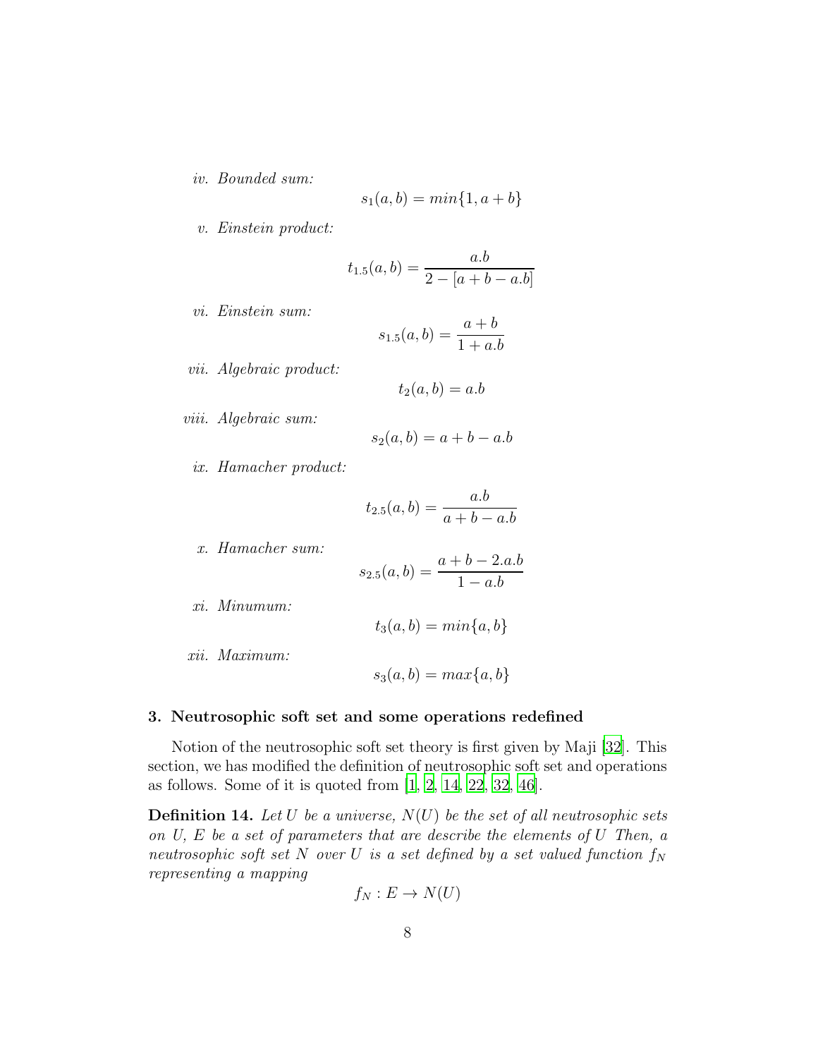*iv. Bounded sum:*

$$s_1(a,b) = min\{1, a+b\}$$

*v. Einstein product:*

$$t_{1.5}(a,b) = \frac{a.b}{2 - [a+b-a.b]}$$

*vi. Einstein sum:*

$$s_{1.5}(a,b) = \frac{a+b}{1+a.b}$$

*vii. Algebraic product:*

$$t_2(a,b) = a.b$$

*viii. Algebraic sum:*

$$s_2(a,b) = a+b-a.b$$

*ix. Hamacher product:*

$$t_{2.5}(a,b) = \frac{a.b}{a+b-a.b}$$

*x. Hamacher sum:*

$$s_{2.5}(a,b) = \frac{a+b-2.a.b}{1-a.b}$$

*xi. Minumum:*

$$t_3(a,b) = min\{a,b\}$$

*xii. Maximum:*

$$s_3(a,b) = max\{a,b\}$$

## 3. Neutrosophic soft set and some operations redefined

Notion of the neutrosophic soft set theory is first given by Maji [32]. This section, we has modified the definition of neutrosophic soft set and operations as follows. Some of it is quoted from [1, 2, 14, 22, 32, 46].

**Definition 14.** *Let $U$ be a universe, $N(U)$ be the set of all neutrosophic sets on $U$, $E$ be a set of parameters that are describe the elements of $U$ Then, a neutrosophic soft set $N$ over $U$ is a set defined by a set valued function $f_N$ representing a mapping*

$$f_N : E \to N(U)$$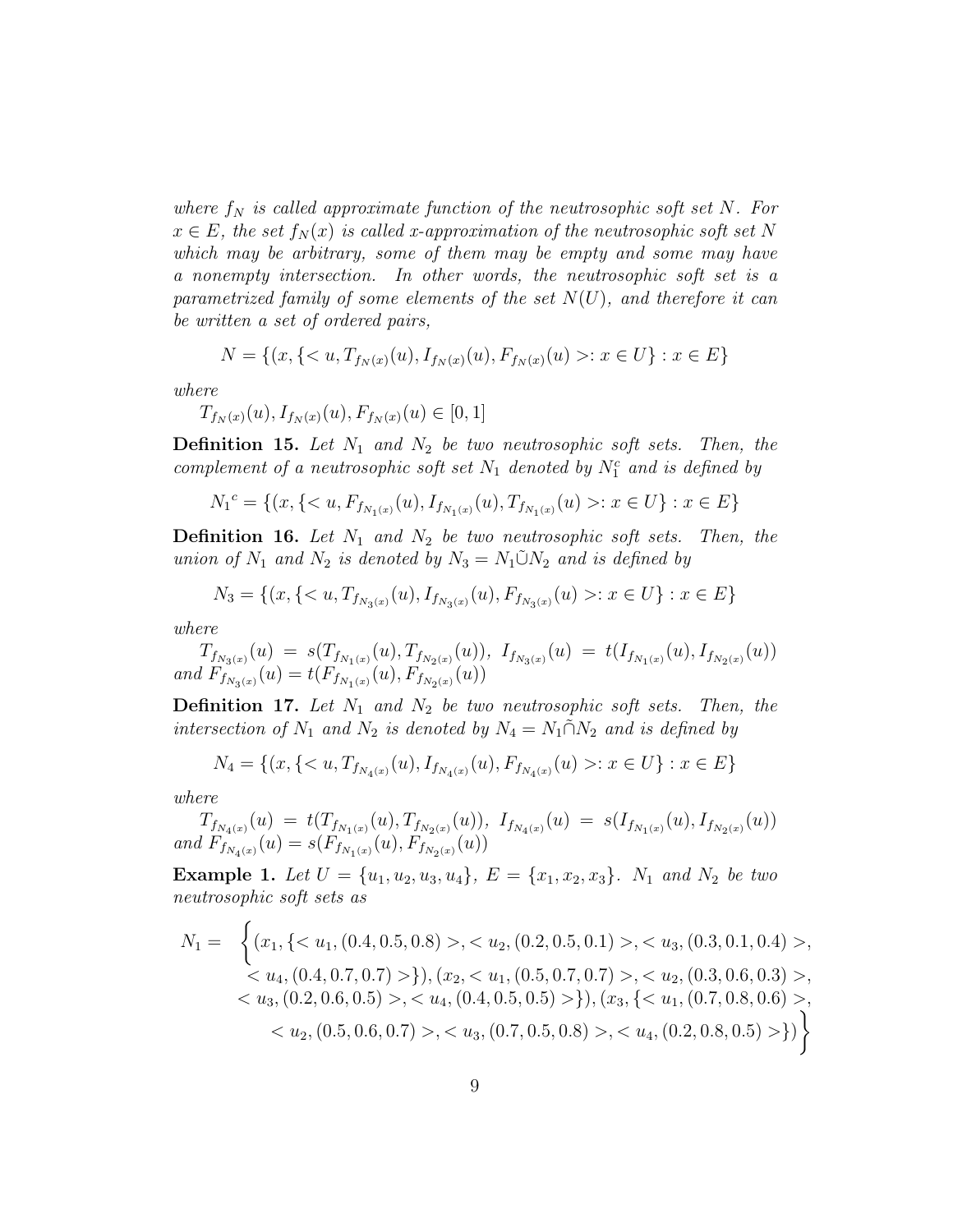*where $f_N$ is called approximate function of the neutrosophic soft set $N$. For $x \in E$, the set $f_N(x)$ is called x-approximation of the neutrosophic soft set $N$ which may be arbitrary, some of them may be empty and some may have a nonempty intersection. In other words, the neutrosophic soft set is a parametrized family of some elements of the set $N(U)$, and therefore it can be written a set of ordered pairs,*

$$N = \{(x, \{< u, T_{f_N(x)}(u), I_{f_N(x)}(u), F_{f_N(x)}(u) >: x \in U\} : x \in E\}$$

*where*

$T_{f_N(x)}(u), I_{f_N(x)}(u), F_{f_N(x)}(u) \in [0, 1]$

**Definition 15.** *Let $N_1$ and $N_2$ be two neutrosophic soft sets. Then, the complement of a neutrosophic soft set $N_1$ denoted by $N_1^c$ and is defined by*

$${N_1}^c = \{(x, \{< u, F_{f_{N_1(x)}}(u), I_{f_{N_1(x)}}(u), T_{f_{N_1(x)}}(u) >: x \in U\} : x \in E\}$$

**Definition 16.** *Let $N_1$ and $N_2$ be two neutrosophic soft sets. Then, the union of $N_1$ and $N_2$ is denoted by $N_3 = N_1 \tilde{\cup} N_2$ and is defined by*

$$N_3 = \{(x, \{< u, T_{f_{N_3(x)}}(u), I_{f_{N_3(x)}}(u), F_{f_{N_3(x)}}(u) >: x \in U\} : x \in E\}$$

*where*

$T_{f_{N_3(x)}}(u) = s(T_{f_{N_1(x)}}(u), T_{f_{N_2(x)}}(u))$, $I_{f_{N_3(x)}}(u) = t(I_{f_{N_1(x)}}(u), I_{f_{N_2(x)}}(u))$ *and* $F_{f_{N_3(x)}}(u) = t(F_{f_{N_1(x)}}(u), F_{f_{N_2(x)}}(u))$

**Definition 17.** *Let $N_1$ and $N_2$ be two neutrosophic soft sets. Then, the intersection of $N_1$ and $N_2$ is denoted by $N_4 = N_1 \tilde{\cap} N_2$ and is defined by*

$$N_4 = \{(x, \{< u, T_{f_{N_4(x)}}(u), I_{f_{N_4(x)}}(u), F_{f_{N_4(x)}}(u) >: x \in U\} : x \in E\}$$

*where*

$T_{f_{N_4(x)}}(u) = t(T_{f_{N_1(x)}}(u), T_{f_{N_2(x)}}(u))$, $I_{f_{N_4(x)}}(u) = s(I_{f_{N_1(x)}}(u), I_{f_{N_2(x)}}(u))$ *and* $F_{f_{N_4(x)}}(u) = s(F_{f_{N_1(x)}}(u), F_{f_{N_2(x)}}(u))$

**Example 1.** *Let $U = \{u_1, u_2, u_3, u_4\}$, $E = \{x_1, x_2, x_3\}$. $N_1$ and $N_2$ be two neutrosophic soft sets as*

$$\begin{aligned} N_1 = \Big\{ & (x_1, \{< u_1, (0.4, 0.5, 0.8) >, < u_2, (0.2, 0.5, 0.1) >, < u_3, (0.3, 0.1, 0.4) >, \\ & < u_4, (0.4, 0.7, 0.7) >\}), (x_2, < u_1, (0.5, 0.7, 0.7) >, < u_2, (0.3, 0.6, 0.3) >, \\ & < u_3, (0.2, 0.6, 0.5) >, < u_4, (0.4, 0.5, 0.5) >\}), (x_3, \{< u_1, (0.7, 0.8, 0.6) >, \\ & < u_2, (0.5, 0.6, 0.7) >, < u_3, (0.7, 0.5, 0.8) >, < u_4, (0.2, 0.8, 0.5) >\}) \Big\} \end{aligned}$$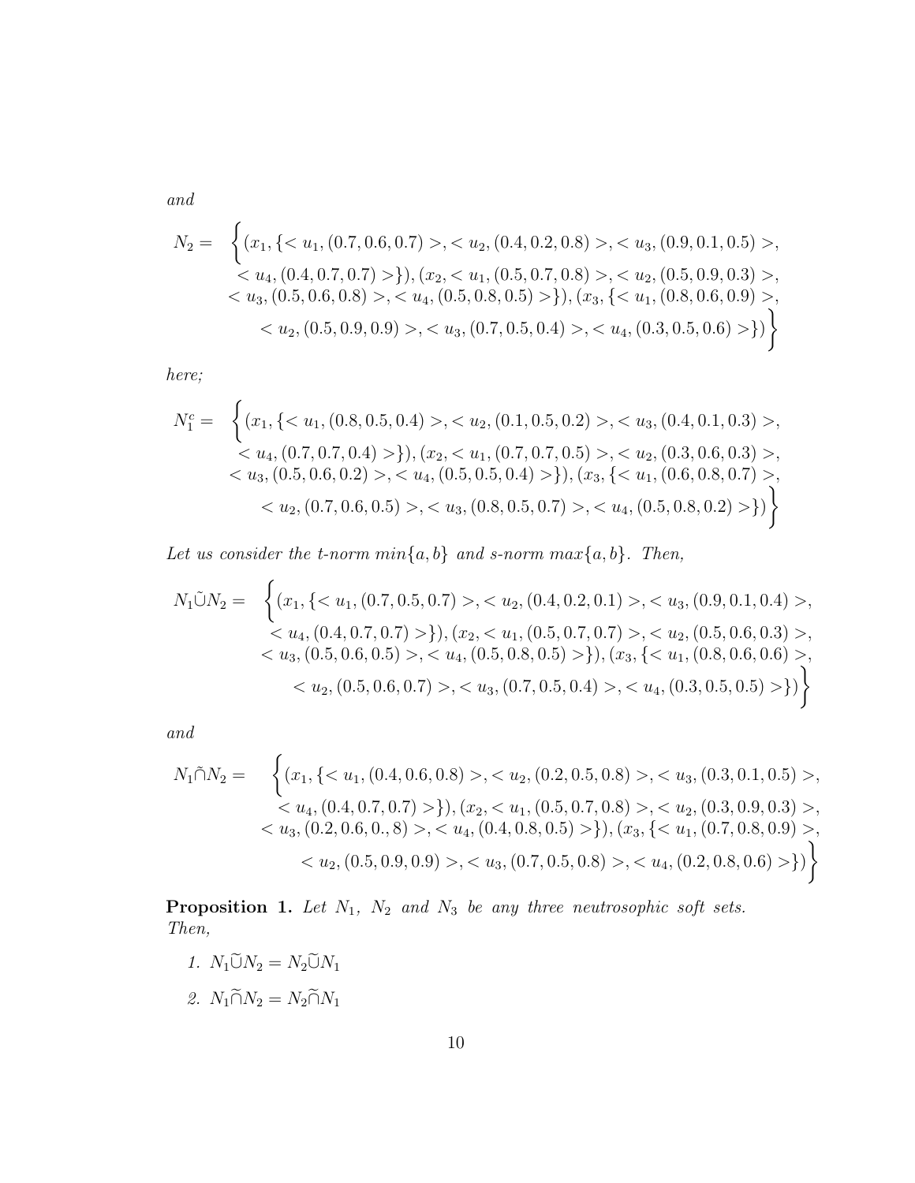*and*

$$N_2 = \Big\{(x_1, \{< u_1, (0.7, 0.6, 0.7) >, < u_2, (0.4, 0.2, 0.8) >, < u_3, (0.9, 0.1, 0.5) >, < u_4, (0.4, 0.7, 0.7) >\}), (x_2, < u_1, (0.5, 0.7, 0.8) >, < u_2, (0.5, 0.9, 0.3) >, < u_3, (0.5, 0.6, 0.8) >, < u_4, (0.5, 0.8, 0.5) >\}), (x_3, \{< u_1, (0.8, 0.6, 0.9) >, < u_2, (0.5, 0.9, 0.9) >, < u_3, (0.7, 0.5, 0.4) >, < u_4, (0.3, 0.5, 0.6) >\})\Big\}$$

*here;*

$$N_1^c = \Big\{(x_1, \{< u_1, (0.8, 0.5, 0.4) >, < u_2, (0.1, 0.5, 0.2) >, < u_3, (0.4, 0.1, 0.3) >, < u_4, (0.7, 0.7, 0.4) >\}), (x_2, < u_1, (0.7, 0.7, 0.5) >, < u_2, (0.3, 0.6, 0.3) >, < u_3, (0.5, 0.6, 0.2) >, < u_4, (0.5, 0.5, 0.4) >\}), (x_3, \{< u_1, (0.6, 0.8, 0.7) >, < u_2, (0.7, 0.6, 0.5) >, < u_3, (0.8, 0.5, 0.7) >, < u_4, (0.5, 0.8, 0.2) >\})\Big\}$$

*Let us consider the t-norm $min\{a, b\}$ and s-norm $max\{a, b\}$. Then,*

$$N_1 \tilde{\cup} N_2 = \Big\{(x_1, \{< u_1, (0.7, 0.5, 0.7) >, < u_2, (0.4, 0.2, 0.1) >, < u_3, (0.9, 0.1, 0.4) >, < u_4, (0.4, 0.7, 0.7) >\}), (x_2, < u_1, (0.5, 0.7, 0.7) >, < u_2, (0.5, 0.6, 0.3) >, < u_3, (0.5, 0.6, 0.5) >, < u_4, (0.5, 0.8, 0.5) >\}), (x_3, \{< u_1, (0.8, 0.6, 0.6) >, < u_2, (0.5, 0.6, 0.7) >, < u_3, (0.7, 0.5, 0.4) >, < u_4, (0.3, 0.5, 0.5) >\})\Big\}$$

*and*

$$N_1 \tilde{\cap} N_2 = \Big\{(x_1, \{< u_1, (0.4, 0.6, 0.8) >, < u_2, (0.2, 0.5, 0.8) >, < u_3, (0.3, 0.1, 0.5) >, < u_4, (0.4, 0.7, 0.7) >\}), (x_2, < u_1, (0.5, 0.7, 0.8) >, < u_2, (0.3, 0.9, 0.3) >, < u_3, (0.2, 0.6, 0., 8) >, < u_4, (0.4, 0.8, 0.5) >\}), (x_3, \{< u_1, (0.7, 0.8, 0.9) >, < u_2, (0.5, 0.9, 0.9) >, < u_3, (0.7, 0.5, 0.8) >, < u_4, (0.2, 0.8, 0.6) >\})\Big\}$$

**Proposition 1.** *Let $N_1$, $N_2$ and $N_3$ be any three neutrosophic soft sets. Then,*

1. $N_1 \widetilde{\cup} N_2 = N_2 \widetilde{\cup} N_1$
2. $N_1 \widetilde{\cap} N_2 = N_2 \widetilde{\cap} N_1$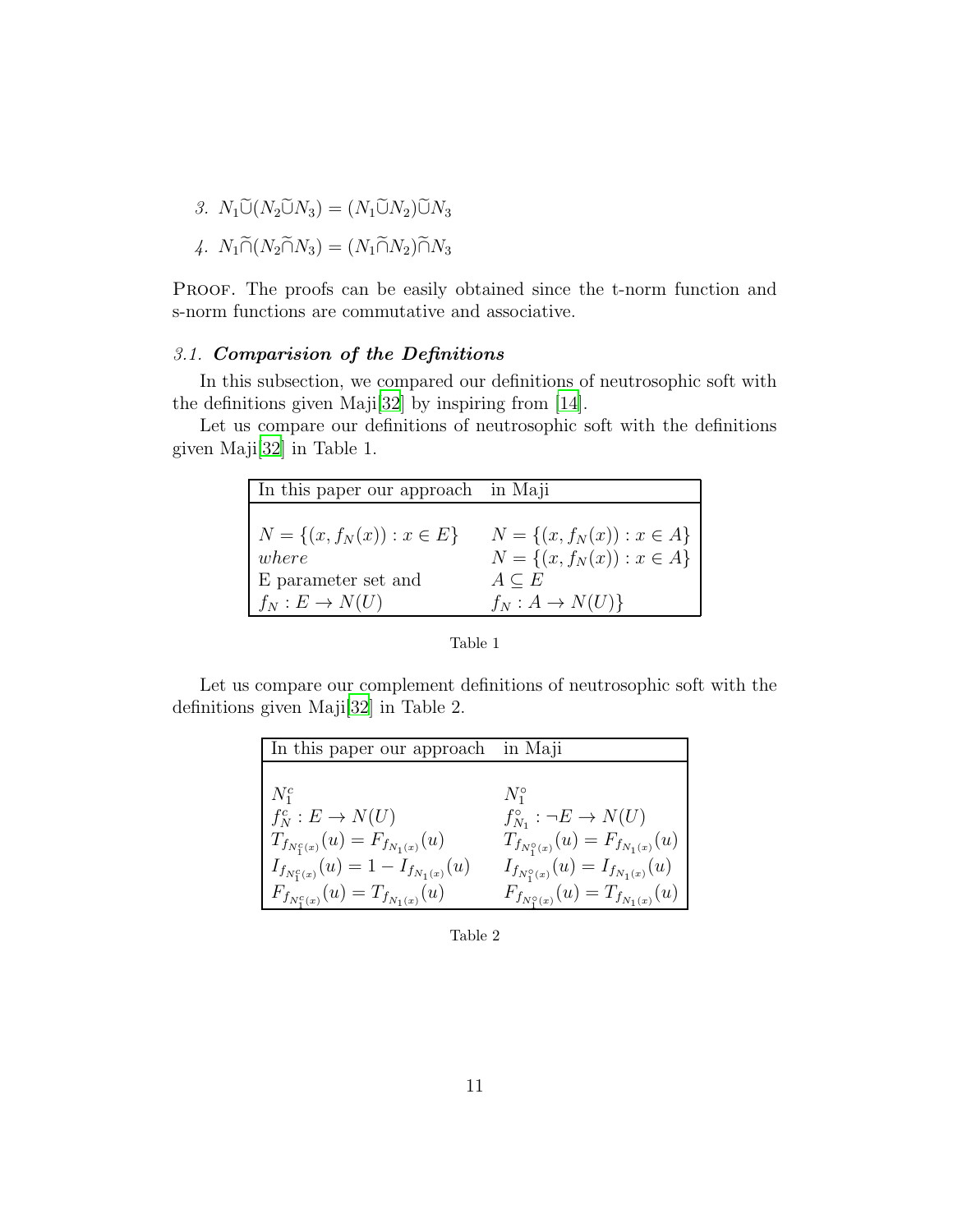3. $N_1 \widetilde{\cup} (N_2 \widetilde{\cup} N_3) = (N_1 \widetilde{\cup} N_2) \widetilde{\cup} N_3$

4. $N_1 \widetilde{\cap} (N_2 \widetilde{\cap} N_3) = (N_1 \widetilde{\cap} N_2) \widetilde{\cap} N_3$

PROOF. The proofs can be easily obtained since the t-norm function and s-norm functions are commutative and associative.

### 3.1. *Comparision of the Definitions*

In this subsection, we compared our definitions of neutrosophic soft with the definitions given Maji[32] by inspiring from [14].

Let us compare our definitions of neutrosophic soft with the definitions given Maji[32] in Table 1.

| In this paper our approach | in Maji |
|---|---|
| $N = \{(x, f_N(x)) : x \in E\}$ | $N = \{(x, f_N(x)) : x \in A\}$ |
| *where* | $N = \{(x, f_N(x)) : x \in A\}$ |
| E parameter set and | $A \subseteq E$ |
| $f_N : E \to N(U)$ | $f_N : A \to N(U)\}$ |

Table 1

Let us compare our complement definitions of neutrosophic soft with the definitions given Maji[32] in Table 2.

| In this paper our approach | in Maji |
|---|---|
| $N_1^c$ | $N_1^\circ$ |
| $f_N^c : E \to N(U)$ | $f_{N_1}^\circ : \neg E \to N(U)$ |
| $T_{f_{N_1^c(x)}}(u) = F_{f_{N_1(x)}}(u)$ | $T_{f_{N_1^\circ(x)}}(u) = F_{f_{N_1(x)}}(u)$ |
| $I_{f_{N_1^c(x)}}(u) = 1 - I_{f_{N_1(x)}}(u)$ | $I_{f_{N_1^\circ(x)}}(u) = I_{f_{N_1(x)}}(u)$ |
| $F_{f_{N_1^c(x)}}(u) = T_{f_{N_1(x)}}(u)$ | $F_{f_{N_1^\circ(x)}}(u) = T_{f_{N_1(x)}}(u)$ |

Table 2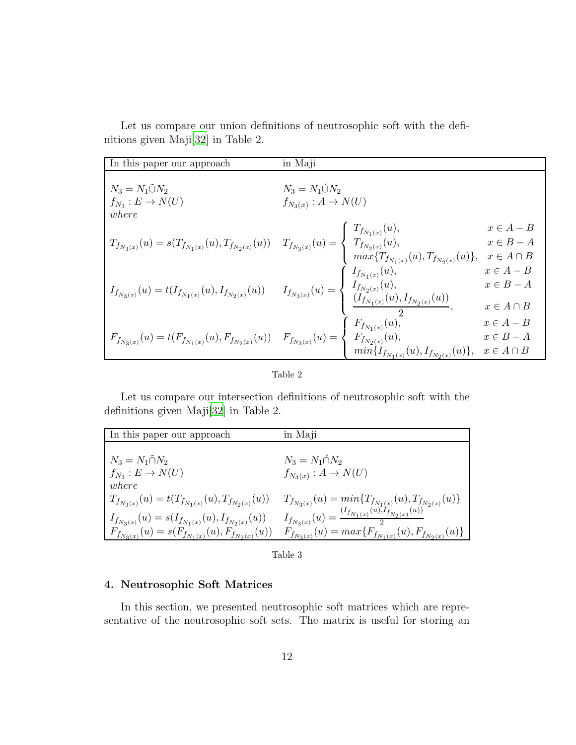Let us compare our union definitions of neutrosophic soft with the definitions given Maji[32] in Table 2.

| In this paper our approach | in Maji |
|---|---|
| $N_3 = N_1 \tilde{\cup} N_2$ <br> $f_{N_3} : E \to N(U)$ <br> *where* | $N_3 = N_1 \acute{\cup} N_2$ <br> $f_{N_3(x)} : A \to N(U)$ |
| $T_{f_{N_3(x)}}(u) = s(T_{f_{N_1(x)}}(u), T_{f_{N_2(x)}}(u))$ | $T_{f_{N_3(x)}}(u) = \begin{cases} T_{f_{N_1(x)}}(u), & x \in A - B \\ T_{f_{N_2(x)}}(u), & x \in B - A \\ max\{T_{f_{N_1(x)}}(u), T_{f_{N_2(x)}}(u)\}, & x \in A \cap B \end{cases}$ |
| $I_{f_{N_3(x)}}(u) = t(I_{f_{N_1(x)}}(u), I_{f_{N_2(x)}}(u))$ | $I_{f_{N_3(x)}}(u) = \begin{cases} I_{f_{N_1(x)}}(u), & x \in A - B \\ I_{f_{N_2(x)}}(u), & x \in B - A \\ \dfrac{(I_{f_{N_1(x)}}(u), I_{f_{N_2(x)}}(u))}{2}, & x \in A \cap B \end{cases}$ |
| $F_{f_{N_3(x)}}(u) = t(F_{f_{N_1(x)}}(u), F_{f_{N_2(x)}}(u))$ | $F_{f_{N_3(x)}}(u) = \begin{cases} F_{f_{N_1(x)}}(u), & x \in A - B \\ F_{f_{N_2(x)}}(u), & x \in B - A \\ min\{I_{f_{N_1(x)}}(u), I_{f_{N_2(x)}}(u)\}, & x \in A \cap B \end{cases}$ |

Table 2

Let us compare our intersection definitions of neutrosophic soft with the definitions given Maji[32] in Table 2.

| In this paper our approach | in Maji |
|---|---|
| $N_3 = N_1 \tilde{\cap} N_2$ <br> $f_{N_3} : E \to N(U)$ <br> *where* | $N_3 = N_1 \acute{\cap} N_2$ <br> $f_{N_3(x)} : A \to N(U)$ |
| $T_{f_{N_3(x)}}(u) = t(T_{f_{N_1(x)}}(u), T_{f_{N_2(x)}}(u))$ | $T_{f_{N_3(x)}}(u) = min\{T_{f_{N_1(x)}}(u), T_{f_{N_2(x)}}(u)\}$ |
| $I_{f_{N_3(x)}}(u) = s(I_{f_{N_1(x)}}(u), I_{f_{N_2(x)}}(u))$ | $I_{f_{N_3(x)}}(u) = \frac{(I_{f_{N_1(x)}}(u), I_{f_{N_2(x)}}(u))}{2}$ |
| $F_{f_{N_3(x)}}(u) = s(F_{f_{N_1(x)}}(u), F_{f_{N_2(x)}}(u))$ | $F_{f_{N_3(x)}}(u) = max\{F_{f_{N_1(x)}}(u), F_{f_{N_2(x)}}(u)\}$ |

Table 3

## 4. Neutrosophic Soft Matrices

In this section, we presented neutrosophic soft matrices which are representative of the neutrosophic soft sets. The matrix is useful for storing an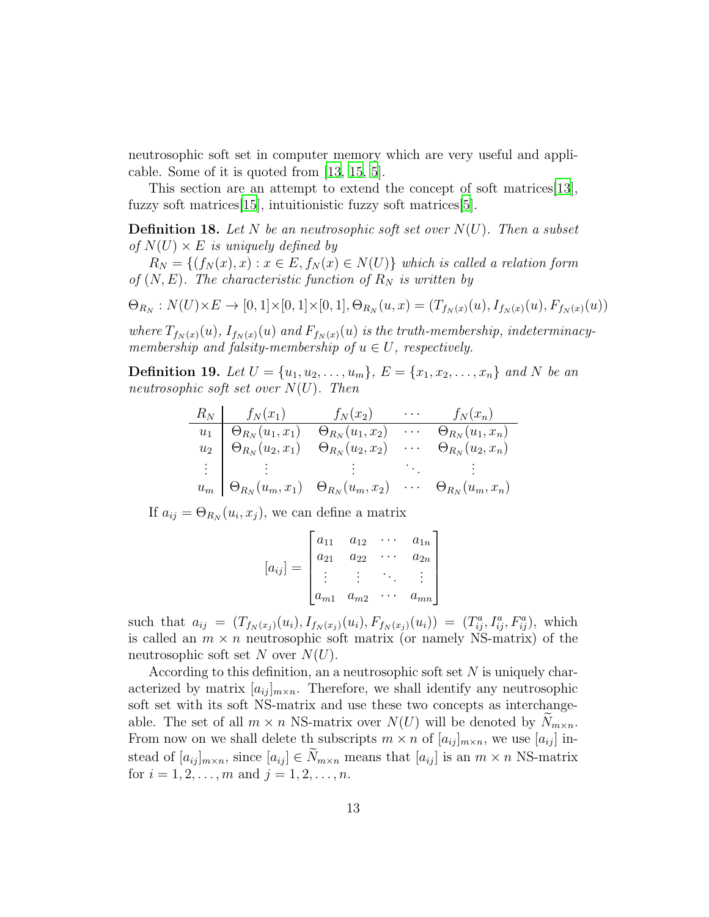neutrosophic soft set in computer memory which are very useful and applicable. Some of it is quoted from [13, 15, 5].

This section are an attempt to extend the concept of soft matrices[13], fuzzy soft matrices[15], intuitionistic fuzzy soft matrices[5].

**Definition 18.** *Let $N$ be an neutrosophic soft set over $N(U)$. Then a subset of $N(U) \times E$ is uniquely defined by*

$R_N = \{(f_N(x), x) : x \in E, f_N(x) \in N(U)\}$ *which is called a relation form of $(N, E)$. The characteristic function of $R_N$ is written by*

$$\Theta_{R_N} : N(U) \times E \to [0,1]\times[0,1]\times[0,1], \Theta_{R_N}(u, x) = (T_{f_N(x)}(u), I_{f_N(x)}(u), F_{f_N(x)}(u))$$

*where $T_{f_N(x)}(u)$, $I_{f_N(x)}(u)$ and $F_{f_N(x)}(u)$ is the truth-membership, indeterminacy-membership and falsity-membership of $u \in U$, respectively.*

**Definition 19.** *Let $U = \{u_1, u_2, \ldots, u_m\}$, $E = \{x_1, x_2, \ldots, x_n\}$ and $N$ be an neutrosophic soft set over $N(U)$. Then*

| $R_N$ | $f_N(x_1)$ | $f_N(x_2)$ | $\cdots$ | $f_N(x_n)$ |
|---|---|---|---|---|
| $u_1$ | $\Theta_{R_N}(u_1, x_1)$ | $\Theta_{R_N}(u_1, x_2)$ | $\cdots$ | $\Theta_{R_N}(u_1, x_n)$ |
| $u_2$ | $\Theta_{R_N}(u_2, x_1)$ | $\Theta_{R_N}(u_2, x_2)$ | $\cdots$ | $\Theta_{R_N}(u_2, x_n)$ |
| $\vdots$ | $\vdots$ | $\vdots$ | $\ddots$ | $\vdots$ |
| $u_m$ | $\Theta_{R_N}(u_m, x_1)$ | $\Theta_{R_N}(u_m, x_2)$ | $\cdots$ | $\Theta_{R_N}(u_m, x_n)$ |

If $a_{ij} = \Theta_{R_N}(u_i, x_j)$, we can define a matrix

$$[a_{ij}] = \begin{bmatrix} a_{11} & a_{12} & \cdots & a_{1n} \\ a_{21} & a_{22} & \cdots & a_{2n} \\ \vdots & \vdots & \ddots & \vdots \\ a_{m1} & a_{m2} & \cdots & a_{mn} \end{bmatrix}$$

such that $a_{ij} = (T_{f_N(x_j)}(u_i), I_{f_N(x_j)}(u_i), F_{f_N(x_j)}(u_i)) = (T^a_{ij}, I^a_{ij}, F^a_{ij})$, which is called an $m \times n$ neutrosophic soft matrix (or namely NS-matrix) of the neutrosophic soft set $N$ over $N(U)$.

According to this definition, an a neutrosophic soft set $N$ is uniquely characterized by matrix $[a_{ij}]_{m\times n}$. Therefore, we shall identify any neutrosophic soft set with its soft NS-matrix and use these two concepts as interchangeable. The set of all $m \times n$ NS-matrix over $N(U)$ will be denoted by $\widetilde{N}_{m\times n}$. From now on we shall delete th subscripts $m \times n$ of $[a_{ij}]_{m\times n}$, we use $[a_{ij}]$ instead of $[a_{ij}]_{m\times n}$, since $[a_{ij}] \in \widetilde{N}_{m\times n}$ means that $[a_{ij}]$ is an $m \times n$ NS-matrix for $i = 1, 2, \ldots, m$ and $j = 1, 2, \ldots, n$.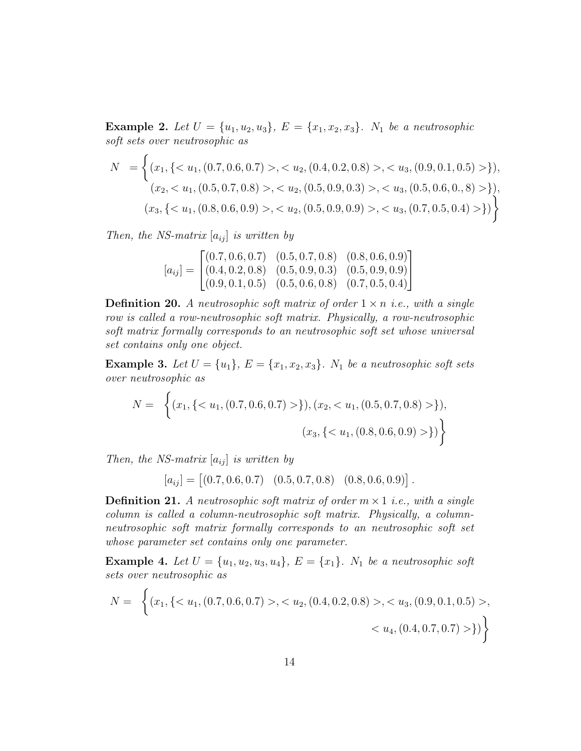**Example 2.** *Let $U = \{u_1, u_2, u_3\}$, $E = \{x_1, x_2, x_3\}$. $N_1$ be a neutrosophic soft sets over neutrosophic as*

$$N = \Big\{(x_1, \{< u_1, (0.7, 0.6, 0.7) >, < u_2, (0.4, 0.2, 0.8) >, < u_3, (0.9, 0.1, 0.5) >\}), \\ (x_2, < u_1, (0.5, 0.7, 0.8) >, < u_2, (0.5, 0.9, 0.3) >, < u_3, (0.5, 0.6, 0., 8) >\}), \\ (x_3, \{< u_1, (0.8, 0.6, 0.9) >, < u_2, (0.5, 0.9, 0.9) >, < u_3, (0.7, 0.5, 0.4) >\})\Big\}$$

*Then, the NS-matrix $[a_{ij}]$ is written by*

$$[a_{ij}] = \begin{bmatrix} (0.7, 0.6, 0.7) & (0.5, 0.7, 0.8) & (0.8, 0.6, 0.9) \\ (0.4, 0.2, 0.8) & (0.5, 0.9, 0.3) & (0.5, 0.9, 0.9) \\ (0.9, 0.1, 0.5) & (0.5, 0.6, 0.8) & (0.7, 0.5, 0.4) \end{bmatrix}$$

**Definition 20.** *A neutrosophic soft matrix of order $1 \times n$ i.e., with a single row is called a row-neutrosophic soft matrix. Physically, a row-neutrosophic soft matrix formally corresponds to an neutrosophic soft set whose universal set contains only one object.*

**Example 3.** *Let $U = \{u_1\}$, $E = \{x_1, x_2, x_3\}$. $N_1$ be a neutrosophic soft sets over neutrosophic as*

$$N = \Big\{(x_1, \{< u_1, (0.7, 0.6, 0.7) >\}), (x_2, < u_1, (0.5, 0.7, 0.8) >\}), \\ (x_3, \{< u_1, (0.8, 0.6, 0.9) >\})\Big\}$$

*Then, the NS-matrix $[a_{ij}]$ is written by*

$$[a_{ij}] = \begin{bmatrix} (0.7, 0.6, 0.7) & (0.5, 0.7, 0.8) & (0.8, 0.6, 0.9) \end{bmatrix}.$$

**Definition 21.** *A neutrosophic soft matrix of order $m \times 1$ i.e., with a single column is called a column-neutrosophic soft matrix. Physically, a column-neutrosophic soft matrix formally corresponds to an neutrosophic soft set whose parameter set contains only one parameter.*

**Example 4.** *Let $U = \{u_1, u_2, u_3, u_4\}$, $E = \{x_1\}$. $N_1$ be a neutrosophic soft sets over neutrosophic as*

$$N = \Big\{(x_1, \{< u_1, (0.7, 0.6, 0.7) >, < u_2, (0.4, 0.2, 0.8) >, < u_3, (0.9, 0.1, 0.5) >, \\ < u_4, (0.4, 0.7, 0.7) >\})\Big\}$$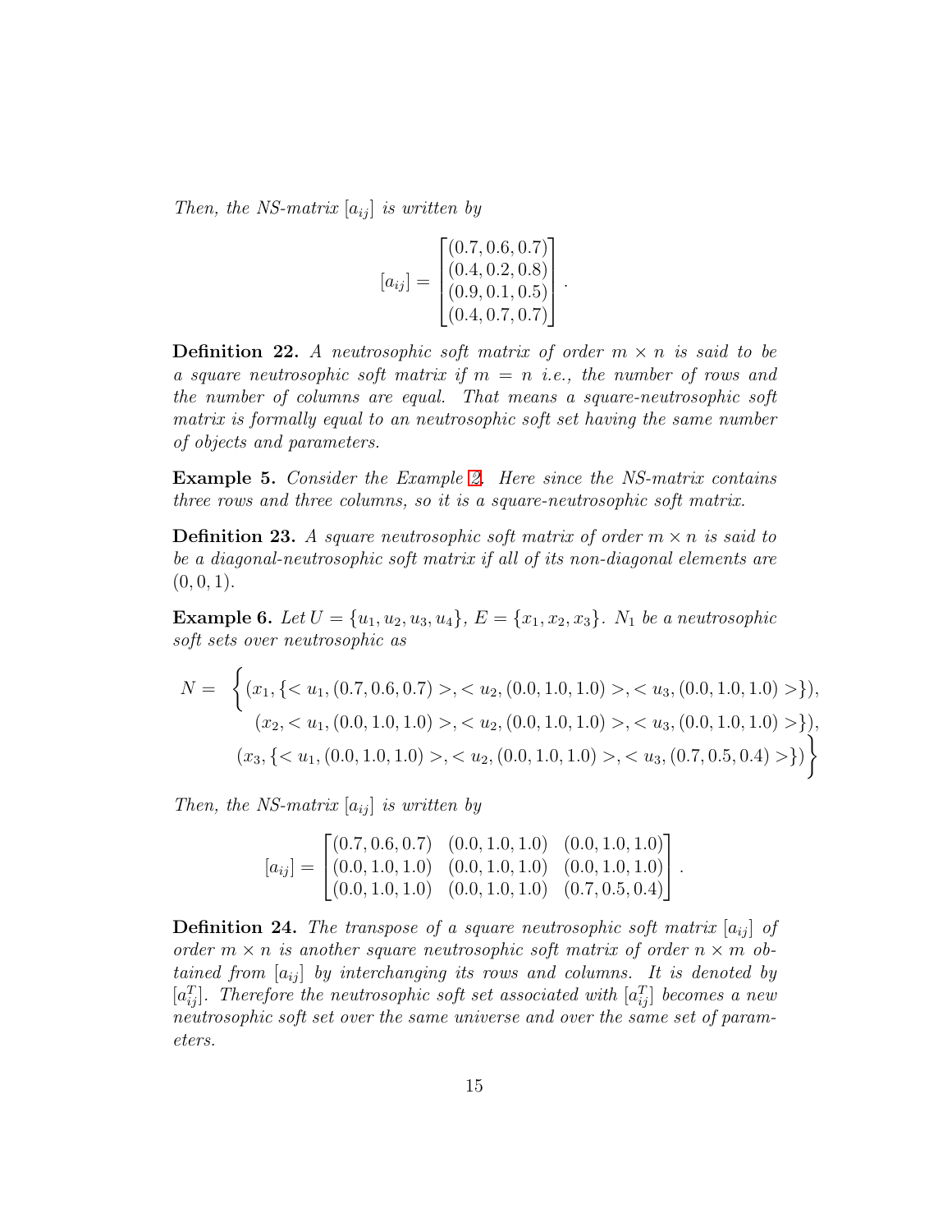*Then, the NS-matrix* $[a_{ij}]$ *is written by*

$$[a_{ij}] = \begin{bmatrix} (0.7, 0.6, 0.7) \\ (0.4, 0.2, 0.8) \\ (0.9, 0.1, 0.5) \\ (0.4, 0.7, 0.7) \end{bmatrix}.$$

**Definition 22.** *A neutrosophic soft matrix of order* $m \times n$ *is said to be a square neutrosophic soft matrix if* $m = n$ *i.e., the number of rows and the number of columns are equal. That means a square-neutrosophic soft matrix is formally equal to an neutrosophic soft set having the same number of objects and parameters.*

**Example 5.** *Consider the Example 2. Here since the NS-matrix contains three rows and three columns, so it is a square-neutrosophic soft matrix.*

**Definition 23.** *A square neutrosophic soft matrix of order* $m \times n$ *is said to be a diagonal-neutrosophic soft matrix if all of its non-diagonal elements are* $(0, 0, 1)$.

**Example 6.** *Let* $U = \{u_1, u_2, u_3, u_4\}$, $E = \{x_1, x_2, x_3\}$. $N_1$ *be a neutrosophic soft sets over neutrosophic as*

$$N = \begin{Bmatrix} (x_1, \{< u_1, (0.7, 0.6, 0.7) >, < u_2, (0.0, 1.0, 1.0) >, < u_3, (0.0, 1.0, 1.0) >\}), \\ (x_2, < u_1, (0.0, 1.0, 1.0) >, < u_2, (0.0, 1.0, 1.0) >, < u_3, (0.0, 1.0, 1.0) >\}), \\ (x_3, \{< u_1, (0.0, 1.0, 1.0) >, < u_2, (0.0, 1.0, 1.0) >, < u_3, (0.7, 0.5, 0.4) >\}) \end{Bmatrix}$$

*Then, the NS-matrix* $[a_{ij}]$ *is written by*

$$[a_{ij}] = \begin{bmatrix} (0.7, 0.6, 0.7) & (0.0, 1.0, 1.0) & (0.0, 1.0, 1.0) \\ (0.0, 1.0, 1.0) & (0.0, 1.0, 1.0) & (0.0, 1.0, 1.0) \\ (0.0, 1.0, 1.0) & (0.0, 1.0, 1.0) & (0.7, 0.5, 0.4) \end{bmatrix}.$$

**Definition 24.** *The transpose of a square neutrosophic soft matrix* $[a_{ij}]$ *of order* $m \times n$ *is another square neutrosophic soft matrix of order* $n \times m$ *obtained from* $[a_{ij}]$ *by interchanging its rows and columns. It is denoted by* $[a_{ij}^T]$. *Therefore the neutrosophic soft set associated with* $[a_{ij}^T]$ *becomes a new neutrosophic soft set over the same universe and over the same set of parameters.*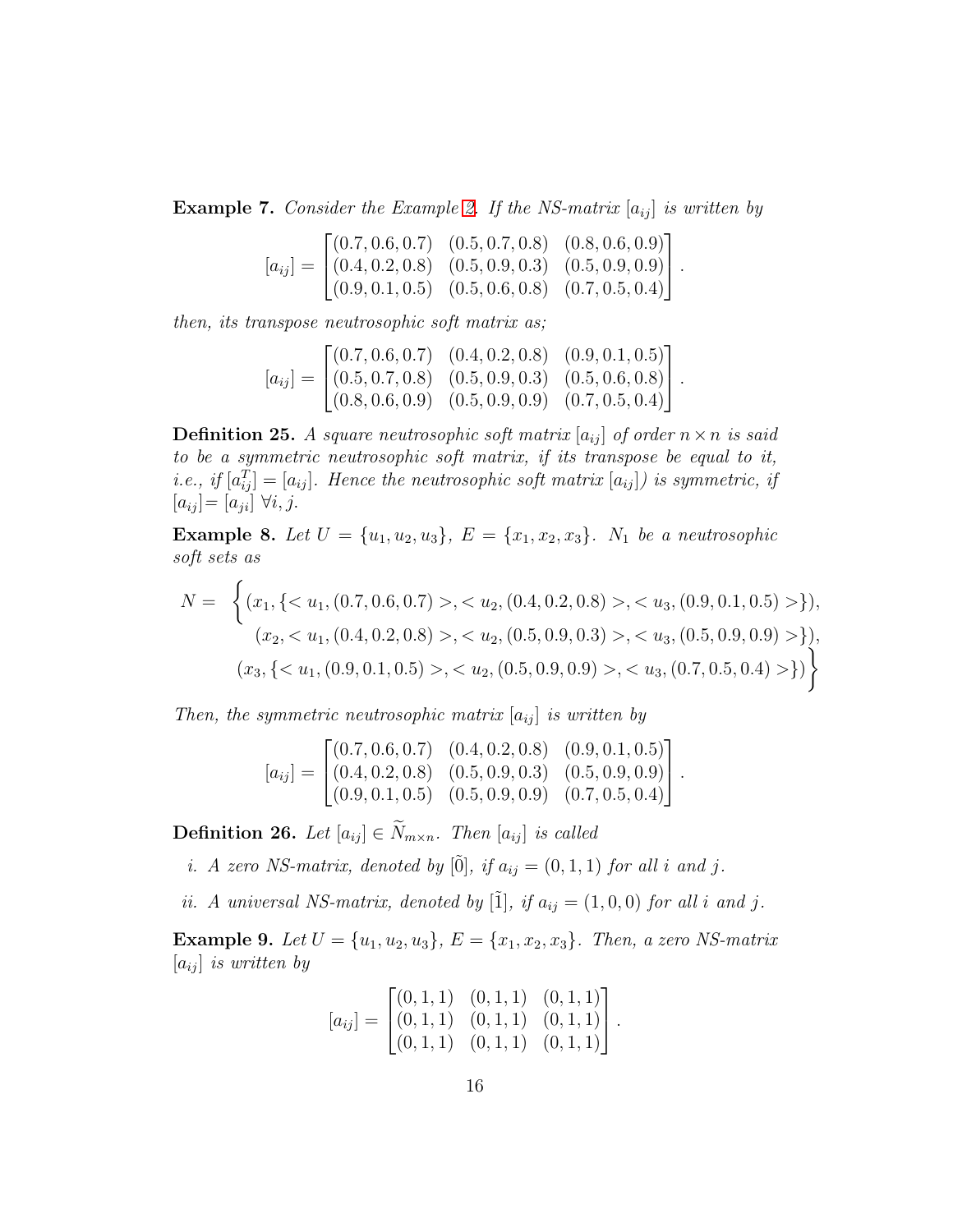**Example 7.** *Consider the Example 2. If the NS-matrix* $[a_{ij}]$ *is written by*

$$[a_{ij}] = \begin{bmatrix} (0.7, 0.6, 0.7) & (0.5, 0.7, 0.8) & (0.8, 0.6, 0.9) \\ (0.4, 0.2, 0.8) & (0.5, 0.9, 0.3) & (0.5, 0.9, 0.9) \\ (0.9, 0.1, 0.5) & (0.5, 0.6, 0.8) & (0.7, 0.5, 0.4) \end{bmatrix}.$$

*then, its transpose neutrosophic soft matrix as;*

$$[a_{ij}] = \begin{bmatrix} (0.7, 0.6, 0.7) & (0.4, 0.2, 0.8) & (0.9, 0.1, 0.5) \\ (0.5, 0.7, 0.8) & (0.5, 0.9, 0.3) & (0.5, 0.6, 0.8) \\ (0.8, 0.6, 0.9) & (0.5, 0.9, 0.9) & (0.7, 0.5, 0.4) \end{bmatrix}.$$

**Definition 25.** *A square neutrosophic soft matrix* $[a_{ij}]$ *of order* $n \times n$ *is said to be a symmetric neutrosophic soft matrix, if its transpose be equal to it, i.e., if* $[a_{ij}^T] = [a_{ij}]$*. Hence the neutrosophic soft matrix* $[a_{ij}]$*) is symmetric, if* $[a_{ij}] = [a_{ji}]$ $\forall i, j$*.*

**Example 8.** *Let* $U = \{u_1, u_2, u_3\}$*,* $E = \{x_1, x_2, x_3\}$*.* $N_1$ *be a neutrosophic soft sets as*

$$N = \begin{Bmatrix} (x_1, \{< u_1, (0.7, 0.6, 0.7) >, < u_2, (0.4, 0.2, 0.8) >, < u_3, (0.9, 0.1, 0.5) >\}), \\ (x_2, < u_1, (0.4, 0.2, 0.8) >, < u_2, (0.5, 0.9, 0.3) >, < u_3, (0.5, 0.9, 0.9) >\}), \\ (x_3, \{< u_1, (0.9, 0.1, 0.5) >, < u_2, (0.5, 0.9, 0.9) >, < u_3, (0.7, 0.5, 0.4) >\}) \end{Bmatrix}$$

*Then, the symmetric neutrosophic matrix* $[a_{ij}]$ *is written by*

$$[a_{ij}] = \begin{bmatrix} (0.7, 0.6, 0.7) & (0.4, 0.2, 0.8) & (0.9, 0.1, 0.5) \\ (0.4, 0.2, 0.8) & (0.5, 0.9, 0.3) & (0.5, 0.9, 0.9) \\ (0.9, 0.1, 0.5) & (0.5, 0.9, 0.9) & (0.7, 0.5, 0.4) \end{bmatrix}.$$

**Definition 26.** *Let* $[a_{ij}] \in \widetilde{N}_{m\times n}$*. Then* $[a_{ij}]$ *is called*

*i. A zero NS-matrix, denoted by* $[\tilde{0}]$*, if* $a_{ij} = (0, 1, 1)$ *for all* $i$ *and* $j$*.*

*ii. A universal NS-matrix, denoted by* $[\tilde{1}]$*, if* $a_{ij} = (1, 0, 0)$ *for all* $i$ *and* $j$*.*

**Example 9.** *Let* $U = \{u_1, u_2, u_3\}$*,* $E = \{x_1, x_2, x_3\}$*. Then, a zero NS-matrix* $[a_{ij}]$ *is written by*

$$[a_{ij}] = \begin{bmatrix} (0, 1, 1) & (0, 1, 1) & (0, 1, 1) \\ (0, 1, 1) & (0, 1, 1) & (0, 1, 1) \\ (0, 1, 1) & (0, 1, 1) & (0, 1, 1) \end{bmatrix}.$$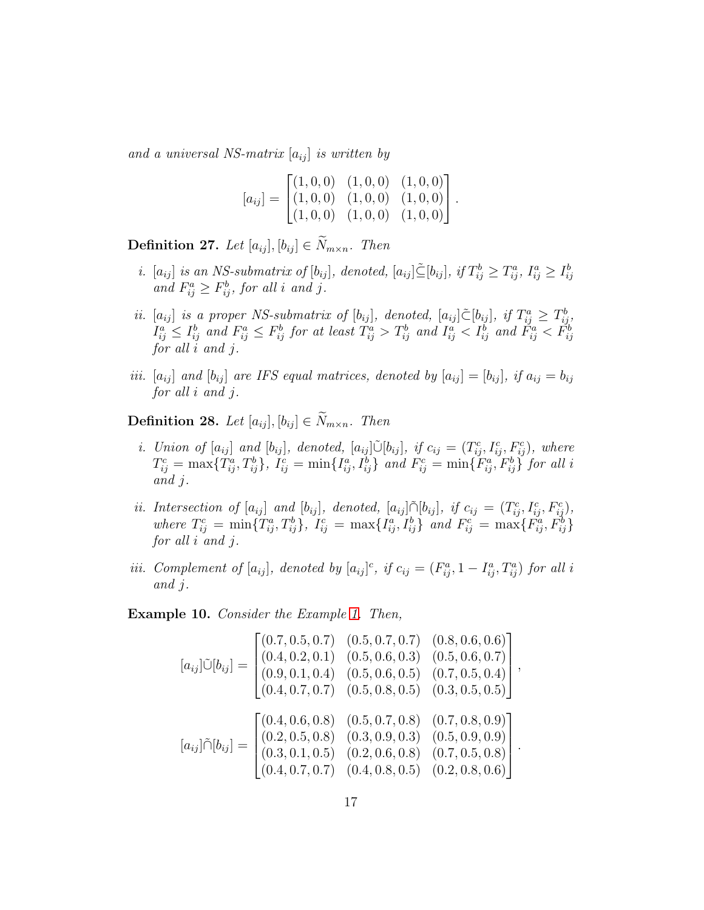*and a universal NS-matrix* $[a_{ij}]$ *is written by*

$$[a_{ij}] = \begin{bmatrix} (1,0,0) & (1,0,0) & (1,0,0) \\ (1,0,0) & (1,0,0) & (1,0,0) \\ (1,0,0) & (1,0,0) & (1,0,0) \end{bmatrix}.$$

**Definition 27.** *Let* $[a_{ij}], [b_{ij}] \in \widetilde{N}_{m\times n}$. *Then*

*i.* $[a_{ij}]$ *is an NS-submatrix of* $[b_{ij}]$*, denoted,* $[a_{ij}]\tilde{\subseteq}[b_{ij}]$*, if* $T^b_{ij} \geq T^a_{ij}$*,* $I^a_{ij} \geq I^b_{ij}$ *and* $F^a_{ij} \geq F^b_{ij}$*, for all* $i$ *and* $j$*.*

*ii.* $[a_{ij}]$ *is a proper NS-submatrix of* $[b_{ij}]$*, denoted,* $[a_{ij}]\tilde{\subset}[b_{ij}]$*, if* $T^a_{ij} \geq T^b_{ij}$*,* $I^a_{ij} \leq I^b_{ij}$ *and* $F^a_{ij} \leq F^b_{ij}$ *for at least* $T^a_{ij} > T^b_{ij}$ *and* $I^a_{ij} < I^b_{ij}$ *and* $F^a_{ij} < F^b_{ij}$ *for all* $i$ *and* $j$*.*

*iii.* $[a_{ij}]$ *and* $[b_{ij}]$ *are IFS equal matrices, denoted by* $[a_{ij}] = [b_{ij}]$*, if* $a_{ij} = b_{ij}$ *for all* $i$ *and* $j$*.*

**Definition 28.** *Let* $[a_{ij}], [b_{ij}] \in \widetilde{N}_{m\times n}$. *Then*

*i. Union of* $[a_{ij}]$ *and* $[b_{ij}]$*, denoted,* $[a_{ij}]\tilde{\cup}[b_{ij}]$*, if* $c_{ij} = (T^c_{ij}, I^c_{ij}, F^c_{ij})$*, where* $T^c_{ij} = \max\{T^a_{ij}, T^b_{ij}\}$*,* $I^c_{ij} = \min\{I^a_{ij}, I^b_{ij}\}$ *and* $F^c_{ij} = \min\{F^a_{ij}, F^b_{ij}\}$ *for all* $i$ *and* $j$*.*

*ii. Intersection of* $[a_{ij}]$ *and* $[b_{ij}]$*, denoted,* $[a_{ij}]\tilde{\cap}[b_{ij}]$*, if* $c_{ij} = (T^c_{ij}, I^c_{ij}, F^c_{ij})$*, where* $T^c_{ij} = \min\{T^a_{ij}, T^b_{ij}\}$*,* $I^c_{ij} = \max\{I^a_{ij}, I^b_{ij}\}$ *and* $F^c_{ij} = \max\{F^a_{ij}, F^b_{ij}\}$ *for all* $i$ *and* $j$*.*

*iii. Complement of* $[a_{ij}]$*, denoted by* $[a_{ij}]^c$*, if* $c_{ij} = (F^a_{ij}, 1 - I^a_{ij}, T^a_{ij})$ *for all* $i$ *and* $j$*.*

**Example 10.** *Consider the Example 1. Then,*

$$[a_{ij}]\tilde{\cup}[b_{ij}] = \begin{bmatrix} (0.7,0.5,0.7) & (0.5,0.7,0.7) & (0.8,0.6,0.6) \\ (0.4,0.2,0.1) & (0.5,0.6,0.3) & (0.5,0.6,0.7) \\ (0.9,0.1,0.4) & (0.5,0.6,0.5) & (0.7,0.5,0.4) \\ (0.4,0.7,0.7) & (0.5,0.8,0.5) & (0.3,0.5,0.5) \end{bmatrix},$$

$$[a_{ij}]\tilde{\cap}[b_{ij}] = \begin{bmatrix} (0.4,0.6,0.8) & (0.5,0.7,0.8) & (0.7,0.8,0.9) \\ (0.2,0.5,0.8) & (0.3,0.9,0.3) & (0.5,0.9,0.9) \\ (0.3,0.1,0.5) & (0.2,0.6,0.8) & (0.7,0.5,0.8) \\ (0.4,0.7,0.7) & (0.4,0.8,0.5) & (0.2,0.8,0.6) \end{bmatrix}.$$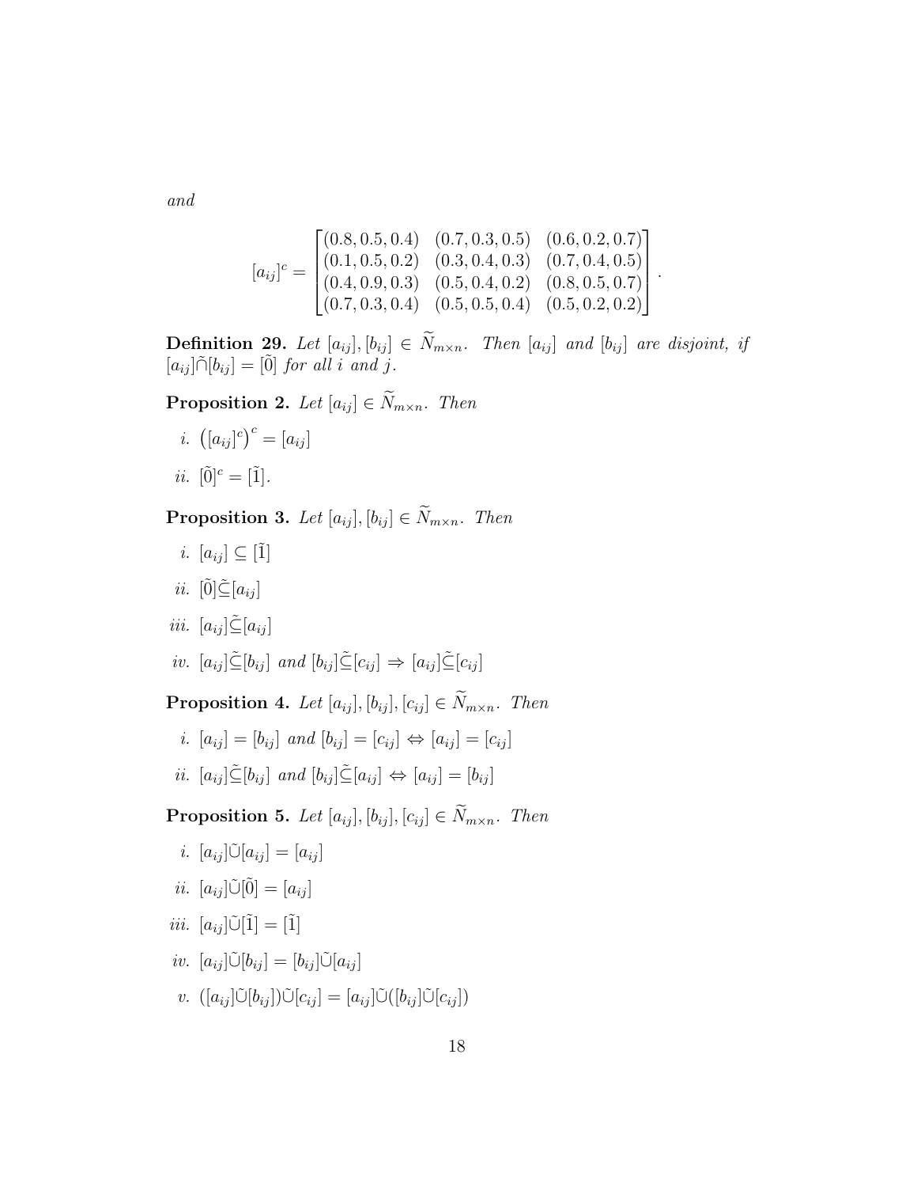*and*

$$[a_{ij}]^c = \begin{bmatrix} (0.8, 0.5, 0.4) & (0.7, 0.3, 0.5) & (0.6, 0.2, 0.7) \\ (0.1, 0.5, 0.2) & (0.3, 0.4, 0.3) & (0.7, 0.4, 0.5) \\ (0.4, 0.9, 0.3) & (0.5, 0.4, 0.2) & (0.8, 0.5, 0.7) \\ (0.7, 0.3, 0.4) & (0.5, 0.5, 0.4) & (0.5, 0.2, 0.2) \end{bmatrix}.$$

**Definition 29.** *Let* $[a_{ij}], [b_{ij}] \in \widetilde{N}_{m\times n}$. *Then* $[a_{ij}]$ *and* $[b_{ij}]$ *are disjoint, if* $[a_{ij}]\tilde{\cap}[b_{ij}] = [\tilde{0}]$ *for all* $i$ *and* $j$.

**Proposition 2.** *Let* $[a_{ij}] \in \widetilde{N}_{m\times n}$. *Then*

*i.* $\left([a_{ij}]^c\right)^c = [a_{ij}]$

*ii.* $[\tilde{0}]^c = [\tilde{1}]$.

**Proposition 3.** *Let* $[a_{ij}], [b_{ij}] \in \widetilde{N}_{m\times n}$. *Then*

*i.* $[a_{ij}] \subseteq [\tilde{1}]$

*ii.* $[\tilde{0}]\tilde{\subseteq}[a_{ij}]$

*iii.* $[a_{ij}]\tilde{\subseteq}[a_{ij}]$

*iv.* $[a_{ij}]\tilde{\subseteq}[b_{ij}]$ *and* $[b_{ij}]\tilde{\subseteq}[c_{ij}] \Rightarrow [a_{ij}]\tilde{\subseteq}[c_{ij}]$

**Proposition 4.** *Let* $[a_{ij}], [b_{ij}], [c_{ij}] \in \widetilde{N}_{m\times n}$. *Then*

*i.* $[a_{ij}] = [b_{ij}]$ *and* $[b_{ij}] = [c_{ij}] \Leftrightarrow [a_{ij}] = [c_{ij}]$

*ii.* $[a_{ij}]\tilde{\subseteq}[b_{ij}]$ *and* $[b_{ij}]\tilde{\subseteq}[a_{ij}] \Leftrightarrow [a_{ij}] = [b_{ij}]$

**Proposition 5.** *Let* $[a_{ij}], [b_{ij}], [c_{ij}] \in \widetilde{N}_{m\times n}$. *Then*

*i.* $[a_{ij}]\tilde{\cup}[a_{ij}] = [a_{ij}]$

*ii.* $[a_{ij}]\tilde{\cup}[\tilde{0}] = [a_{ij}]$

*iii.* $[a_{ij}]\tilde{\cup}[\tilde{1}] = [\tilde{1}]$

*iv.* $[a_{ij}]\tilde{\cup}[b_{ij}] = [b_{ij}]\tilde{\cup}[a_{ij}]$

*v.* $([a_{ij}]\tilde{\cup}[b_{ij}])\tilde{\cup}[c_{ij}] = [a_{ij}]\tilde{\cup}([b_{ij}]\tilde{\cup}[c_{ij}])$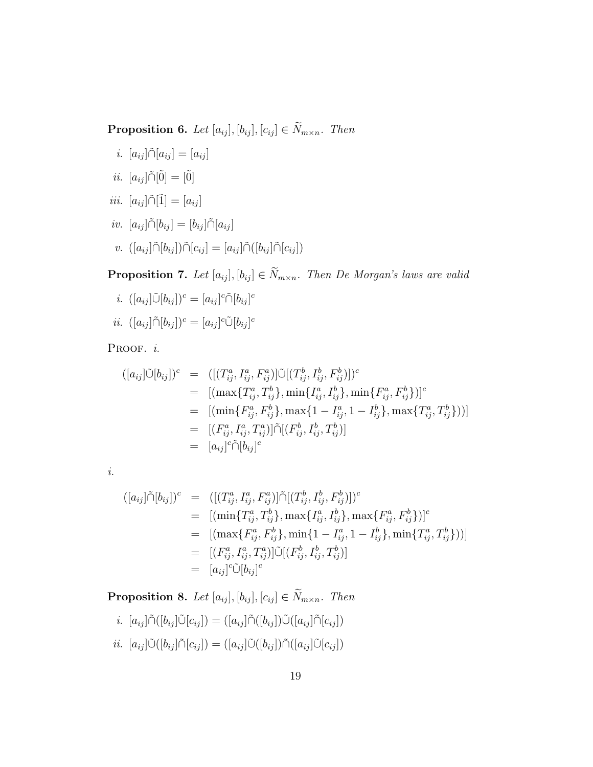**Proposition 6.** *Let* $[a_{ij}], [b_{ij}], [c_{ij}] \in \widetilde{N}_{m\times n}$. *Then*

*i.* $[a_{ij}]\tilde{\cap}[a_{ij}] = [a_{ij}]$

*ii.* $[a_{ij}]\tilde{\cap}[\tilde{0}] = [\tilde{0}]$

*iii.* $[a_{ij}]\tilde{\cap}[\tilde{1}] = [a_{ij}]$

*iv.* $[a_{ij}]\tilde{\cap}[b_{ij}] = [b_{ij}]\tilde{\cap}[a_{ij}]$

*v.* $([a_{ij}]\tilde{\cap}[b_{ij}])\tilde{\cap}[c_{ij}] = [a_{ij}]\tilde{\cap}([b_{ij}]\tilde{\cap}[c_{ij}])$

**Proposition 7.** *Let* $[a_{ij}], [b_{ij}] \in \widetilde{N}_{m\times n}$. *Then De Morgan's laws are valid*

*i.* $([a_{ij}]\tilde{\cup}[b_{ij}])^c = [a_{ij}]^c\tilde{\cap}[b_{ij}]^c$

*ii.* $([a_{ij}]\tilde{\cap}[b_{ij}])^c = [a_{ij}]^c\tilde{\cup}[b_{ij}]^c$

PROOF. *i.*

$$
\begin{aligned}
([a_{ij}]\tilde{\cup}[b_{ij}])^c &= ([(T^a_{ij}, I^a_{ij}, F^a_{ij})]\tilde{\cup}[(T^b_{ij}, I^b_{ij}, F^b_{ij})])^c \\
&= [(\max\{T^a_{ij}, T^b_{ij}\}, \min\{I^a_{ij}, I^b_{ij}\}, \min\{F^a_{ij}, F^b_{ij}\})]^c \\
&= [(\min\{F^a_{ij}, F^b_{ij}\}, \max\{1 - I^a_{ij}, 1 - I^b_{ij}\}, \max\{T^a_{ij}, T^b_{ij}\}))] \\
&= [(F^a_{ij}, I^a_{ij}, T^a_{ij})]\tilde{\cap}[(F^b_{ij}, I^b_{ij}, T^b_{ij})] \\
&= [a_{ij}]^c\tilde{\cap}[b_{ij}]^c
\end{aligned}
$$

*i.*

$$
\begin{aligned}
([a_{ij}]\tilde{\cap}[b_{ij}])^c &= ([(T^a_{ij}, I^a_{ij}, F^a_{ij})]\tilde{\cap}[(T^b_{ij}, I^b_{ij}, F^b_{ij})])^c \\
&= [(\min\{T^a_{ij}, T^b_{ij}\}, \max\{I^a_{ij}, I^b_{ij}\}, \max\{F^a_{ij}, F^b_{ij}\})]^c \\
&= [(\max\{F^a_{ij}, F^b_{ij}\}, \min\{1 - I^a_{ij}, 1 - I^b_{ij}\}, \min\{T^a_{ij}, T^b_{ij}\}))] \\
&= [(F^a_{ij}, I^a_{ij}, T^a_{ij})]\tilde{\cup}[(F^b_{ij}, I^b_{ij}, T^b_{ij})] \\
&= [a_{ij}]^c\tilde{\cup}[b_{ij}]^c
\end{aligned}
$$

**Proposition 8.** *Let* $[a_{ij}], [b_{ij}], [c_{ij}] \in \widetilde{N}_{m\times n}$. *Then*

*i.* $[a_{ij}]\tilde{\cap}([b_{ij}]\tilde{\cup}[c_{ij}]) = ([a_{ij}]\tilde{\cap}([b_{ij}])\tilde{\cup}([a_{ij}]\tilde{\cap}[c_{ij}])$

*ii.* $[a_{ij}]\tilde{\cup}([b_{ij}]\tilde{\cap}[c_{ij}]) = ([a_{ij}]\tilde{\cup}([b_{ij}])\tilde{\cap}([a_{ij}]\tilde{\cup}[c_{ij}])$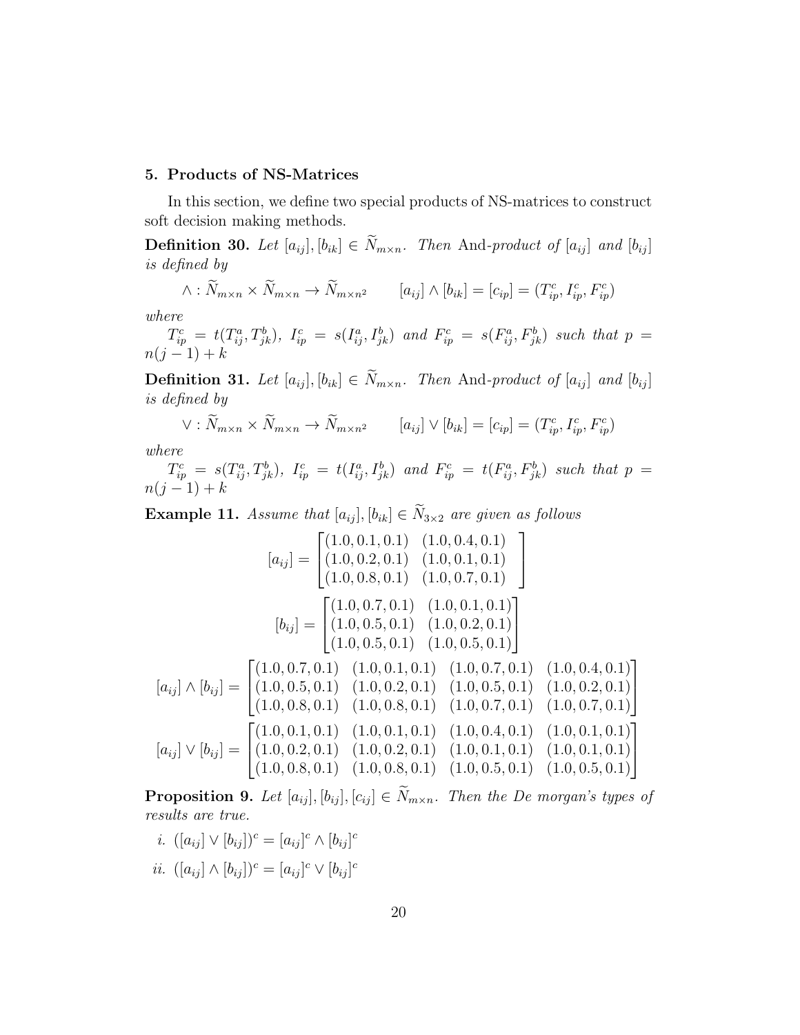### 5. Products of NS-Matrices

In this section, we define two special products of NS-matrices to construct soft decision making methods.

**Definition 30.** *Let $[a_{ij}], [b_{ik}] \in \widetilde{N}_{m\times n}$. Then* And*-product of $[a_{ij}]$ and $[b_{ij}]$ is defined by*

$$\wedge : \widetilde{N}_{m\times n} \times \widetilde{N}_{m\times n} \to \widetilde{N}_{m\times n^2} \qquad [a_{ij}] \wedge [b_{ik}] = [c_{ip}] = (T^c_{ip}, I^c_{ip}, F^c_{ip})$$

*where*

$T^c_{ip} = t(T^a_{ij}, T^b_{jk})$, $I^c_{ip} = s(I^a_{ij}, I^b_{jk})$ *and* $F^c_{ip} = s(F^a_{ij}, F^b_{jk})$ *such that* $p = n(j-1)+k$

**Definition 31.** *Let $[a_{ij}], [b_{ik}] \in \widetilde{N}_{m\times n}$. Then* And*-product of $[a_{ij}]$ and $[b_{ij}]$ is defined by*

$$\vee : \widetilde{N}_{m\times n} \times \widetilde{N}_{m\times n} \to \widetilde{N}_{m\times n^2} \qquad [a_{ij}] \vee [b_{ik}] = [c_{ip}] = (T^c_{ip}, I^c_{ip}, F^c_{ip})$$

*where*

$T^c_{ip} = s(T^a_{ij}, T^b_{jk})$, $I^c_{ip} = t(I^a_{ij}, I^b_{jk})$ *and* $F^c_{ip} = t(F^a_{ij}, F^b_{jk})$ *such that* $p = n(j-1)+k$

**Example 11.** *Assume that $[a_{ij}], [b_{ik}] \in \widetilde{N}_{3\times 2}$ are given as follows*

$$[a_{ij}] = \begin{bmatrix} (1.0, 0.1, 0.1) & (1.0, 0.4, 0.1) \\ (1.0, 0.2, 0.1) & (1.0, 0.1, 0.1) \\ (1.0, 0.8, 0.1) & (1.0, 0.7, 0.1) \end{bmatrix}$$

$$[b_{ij}] = \begin{bmatrix} (1.0, 0.7, 0.1) & (1.0, 0.1, 0.1) \\ (1.0, 0.5, 0.1) & (1.0, 0.2, 0.1) \\ (1.0, 0.5, 0.1) & (1.0, 0.5, 0.1) \end{bmatrix}$$

$$[a_{ij}] \wedge [b_{ij}] = \begin{bmatrix} (1.0, 0.7, 0.1) & (1.0, 0.1, 0.1) & (1.0, 0.7, 0.1) & (1.0, 0.4, 0.1) \\ (1.0, 0.5, 0.1) & (1.0, 0.2, 0.1) & (1.0, 0.5, 0.1) & (1.0, 0.2, 0.1) \\ (1.0, 0.8, 0.1) & (1.0, 0.8, 0.1) & (1.0, 0.7, 0.1) & (1.0, 0.7, 0.1) \end{bmatrix}$$

$$[a_{ij}] \vee [b_{ij}] = \begin{bmatrix} (1.0, 0.1, 0.1) & (1.0, 0.1, 0.1) & (1.0, 0.4, 0.1) & (1.0, 0.1, 0.1) \\ (1.0, 0.2, 0.1) & (1.0, 0.2, 0.1) & (1.0, 0.1, 0.1) & (1.0, 0.1, 0.1) \\ (1.0, 0.8, 0.1) & (1.0, 0.8, 0.1) & (1.0, 0.5, 0.1) & (1.0, 0.5, 0.1) \end{bmatrix}$$

**Proposition 9.** *Let $[a_{ij}], [b_{ij}], [c_{ij}] \in \widetilde{N}_{m\times n}$. Then the De morgan's types of results are true.*

*i.* $([a_{ij}] \vee [b_{ij}])^c = [a_{ij}]^c \wedge [b_{ij}]^c$

*ii.* $([a_{ij}] \wedge [b_{ij}])^c = [a_{ij}]^c \vee [b_{ij}]^c$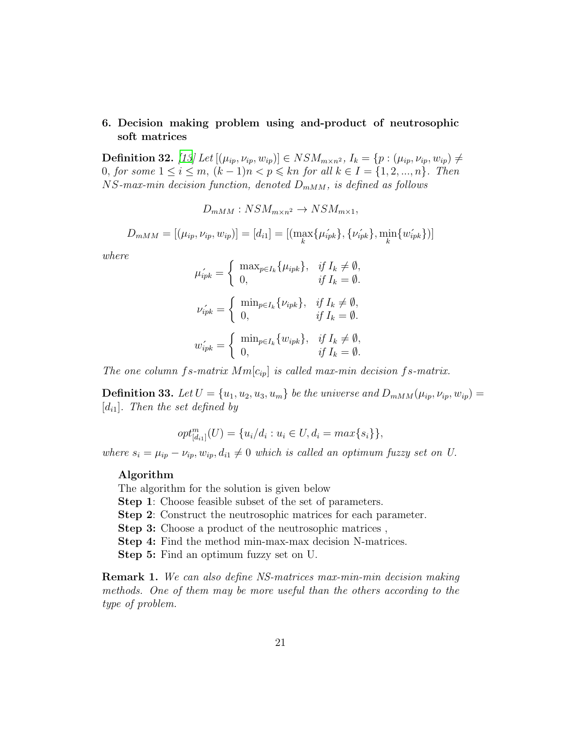## 6. Decision making problem using and-product of neutrosophic soft matrices

**Definition 32.** [13] *Let* $[(\mu_{ip}, \nu_{ip}, w_{ip})] \in NSM_{m\times n^2}$, $I_k = \{p : (\mu_{ip}, \nu_{ip}, w_{ip}) \neq 0$, *for some* $1 \leq i \leq m$, $(k-1)n < p \leqslant kn$ *for all* $k \in I = \{1, 2, ..., n\}$. *Then NS-max-min decision function, denoted* $D_{mMM}$*, is defined as follows*

$$D_{mMM} : NSM_{m\times n^2} \to NSM_{m\times 1},$$

$$D_{mMM} = [(\mu_{ip}, \nu_{ip}, w_{ip})] = [d_{i1}] = [(\max_k\{\mu'_{ipk}\}, \{\nu'_{ipk}\}, \min_k\{w'_{ipk}\})]$$

*where*

$$\mu'_{ipk} = \begin{cases} \max_{p\in I_k}\{\mu_{ipk}\}, & \text{if } I_k \neq \emptyset, \\ 0, & \text{if } I_k = \emptyset. \end{cases}$$

$$\nu'_{ipk} = \begin{cases} \min_{p\in I_k}\{\nu_{ipk}\}, & \text{if } I_k \neq \emptyset, \\ 0, & \text{if } I_k = \emptyset. \end{cases}$$

$$w'_{ipk} = \begin{cases} \min_{p\in I_k}\{w_{ipk}\}, & \text{if } I_k \neq \emptyset, \\ 0, & \text{if } I_k = \emptyset. \end{cases}$$

*The one column* $fs$*-matrix* $Mm[c_{ip}]$ *is called max-min decision* $fs$*-matrix.*

**Definition 33.** *Let* $U = \{u_1, u_2, u_3, u_m\}$ *be the universe and* $D_{mMM}(\mu_{ip}, \nu_{ip}, w_{ip}) = [d_{i1}]$. *Then the set defined by*

$$opt^m_{[d_{i1}]}(U) = \{u_i/d_i : u_i \in U, d_i = max\{s_i\}\},$$

*where* $s_i = \mu_{ip} - \nu_{ip}, w_{ip}, d_{i1} \neq 0$ *which is called an optimum fuzzy set on U.*

**Algorithm**

The algorithm for the solution is given below

**Step 1**: Choose feasible subset of the set of parameters.

**Step 2**: Construct the neutrosophic matrices for each parameter.

**Step 3:** Choose a product of the neutrosophic matrices ,

**Step 4:** Find the method min-max-max decision N-matrices.

**Step 5:** Find an optimum fuzzy set on U.

**Remark 1.** *We can also define NS-matrices max-min-min decision making methods. One of them may be more useful than the others according to the type of problem.*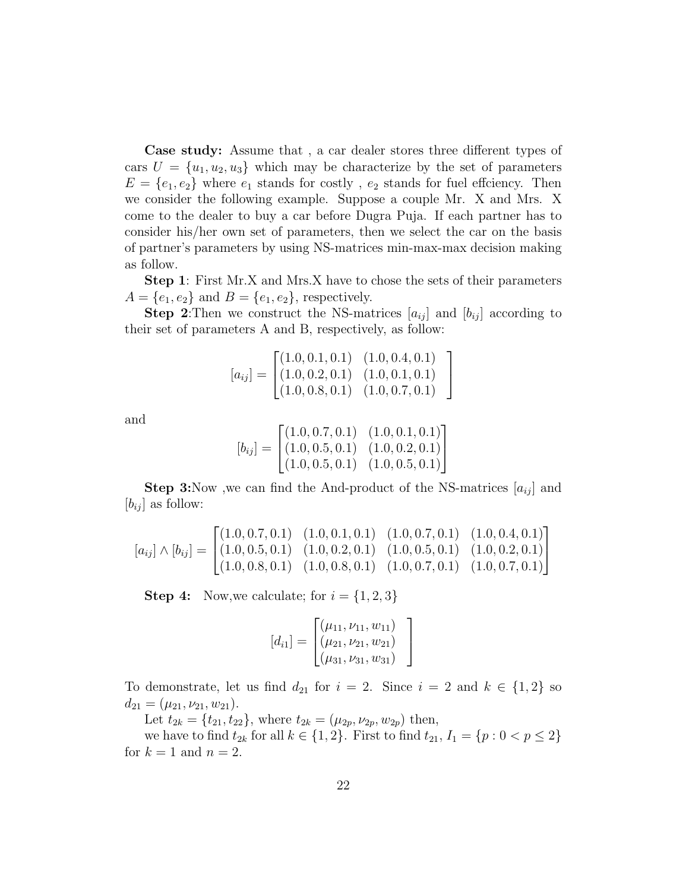**Case study:** Assume that , a car dealer stores three different types of cars $U = \{u_1, u_2, u_3\}$ which may be characterize by the set of parameters $E = \{e_1, e_2\}$ where $e_1$ stands for costly , $e_2$ stands for fuel effciency. Then we consider the following example. Suppose a couple Mr. X and Mrs. X come to the dealer to buy a car before Dugra Puja. If each partner has to consider his/her own set of parameters, then we select the car on the basis of partner's parameters by using NS-matrices min-max-max decision making as follow.

**Step 1**: First Mr.X and Mrs.X have to chose the sets of their parameters $A = \{e_1, e_2\}$ and $B = \{e_1, e_2\}$, respectively.

**Step 2**:Then we construct the NS-matrices $[a_{ij}]$ and $[b_{ij}]$ according to their set of parameters A and B, respectively, as follow:

$$[a_{ij}] = \begin{bmatrix} (1.0, 0.1, 0.1) & (1.0, 0.4, 0.1) \\ (1.0, 0.2, 0.1) & (1.0, 0.1, 0.1) \\ (1.0, 0.8, 0.1) & (1.0, 0.7, 0.1) \end{bmatrix}$$

and

$$[b_{ij}] = \begin{bmatrix} (1.0, 0.7, 0.1) & (1.0, 0.1, 0.1) \\ (1.0, 0.5, 0.1) & (1.0, 0.2, 0.1) \\ (1.0, 0.5, 0.1) & (1.0, 0.5, 0.1) \end{bmatrix}$$

**Step 3:**Now ,we can find the And-product of the NS-matrices $[a_{ij}]$ and $[b_{ij}]$ as follow:

$$[a_{ij}] \wedge [b_{ij}] = \begin{bmatrix} (1.0, 0.7, 0.1) & (1.0, 0.1, 0.1) & (1.0, 0.7, 0.1) & (1.0, 0.4, 0.1) \\ (1.0, 0.5, 0.1) & (1.0, 0.2, 0.1) & (1.0, 0.5, 0.1) & (1.0, 0.2, 0.1) \\ (1.0, 0.8, 0.1) & (1.0, 0.8, 0.1) & (1.0, 0.7, 0.1) & (1.0, 0.7, 0.1) \end{bmatrix}$$

**Step 4:** Now,we calculate; for $i = \{1, 2, 3\}$

$$[d_{i1}] = \begin{bmatrix} (\mu_{11}, \nu_{11}, w_{11}) \\ (\mu_{21}, \nu_{21}, w_{21}) \\ (\mu_{31}, \nu_{31}, w_{31}) \end{bmatrix}$$

To demonstrate, let us find $d_{21}$ for $i = 2$. Since $i = 2$ and $k \in \{1, 2\}$ so $d_{21} = (\mu_{21}, \nu_{21}, w_{21})$.

Let $t_{2k} = \{t_{21}, t_{22}\}$, where $t_{2k} = (\mu_{2p}, \nu_{2p}, w_{2p})$ then,

we have to find $t_{2k}$ for all $k \in \{1, 2\}$. First to find $t_{21}$, $I_1 = \{p : 0 < p \leq 2\}$ for $k = 1$ and $n = 2$.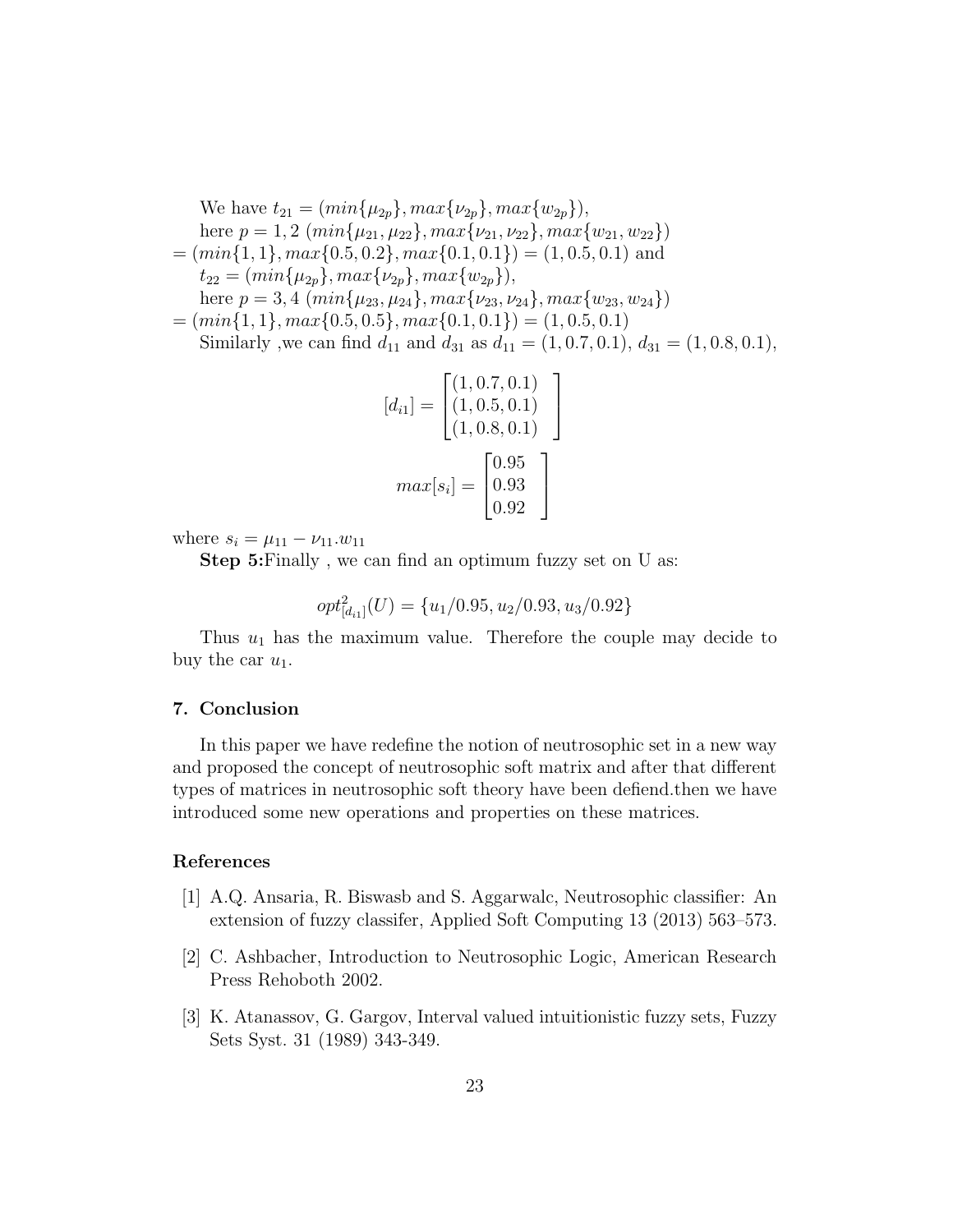We have $t_{21} = (min\{\mu_{2p}\}, max\{\nu_{2p}\}, max\{w_{2p}\})$,

here $p = 1, 2$ $(min\{\mu_{21}, \mu_{22}\}, max\{\nu_{21}, \nu_{22}\}, max\{w_{21}, w_{22}\})$
$= (min\{1, 1\}, max\{0.5, 0.2\}, max\{0.1, 0.1\}) = (1, 0.5, 0.1)$ and

$t_{22} = (min\{\mu_{2p}\}, max\{\nu_{2p}\}, max\{w_{2p}\})$,

here $p = 3, 4$ $(min\{\mu_{23}, \mu_{24}\}, max\{\nu_{23}, \nu_{24}\}, max\{w_{23}, w_{24}\})$
$= (min\{1, 1\}, max\{0.5, 0.5\}, max\{0.1, 0.1\}) = (1, 0.5, 0.1)$

Similarly ,we can find $d_{11}$ and $d_{31}$ as $d_{11} = (1, 0.7, 0.1)$, $d_{31} = (1, 0.8, 0.1)$,

$$[d_{i1}] = \begin{bmatrix} (1, 0.7, 0.1) \\ (1, 0.5, 0.1) \\ (1, 0.8, 0.1) \end{bmatrix}$$

$$max[s_i] = \begin{bmatrix} 0.95 \\ 0.93 \\ 0.92 \end{bmatrix}$$

where $s_i = \mu_{11} - \nu_{11}.w_{11}$

**Step 5:**Finally , we can find an optimum fuzzy set on U as:

$$opt^2_{[d_{i1}]}(U) = \{u_1/0.95, u_2/0.93, u_3/0.92\}$$

Thus $u_1$ has the maximum value. Therefore the couple may decide to buy the car $u_1$.

## 7. Conclusion

In this paper we have redefine the notion of neutrosophic set in a new way and proposed the concept of neutrosophic soft matrix and after that different types of matrices in neutrosophic soft theory have been defiend.then we have introduced some new operations and properties on these matrices.

## References

[1] A.Q. Ansaria, R. Biswasb and S. Aggarwalc, Neutrosophic classifier: An extension of fuzzy classifer, Applied Soft Computing 13 (2013) 563–573.

[2] C. Ashbacher, Introduction to Neutrosophic Logic, American Research Press Rehoboth 2002.

[3] K. Atanassov, G. Gargov, Interval valued intuitionistic fuzzy sets, Fuzzy Sets Syst. 31 (1989) 343-349.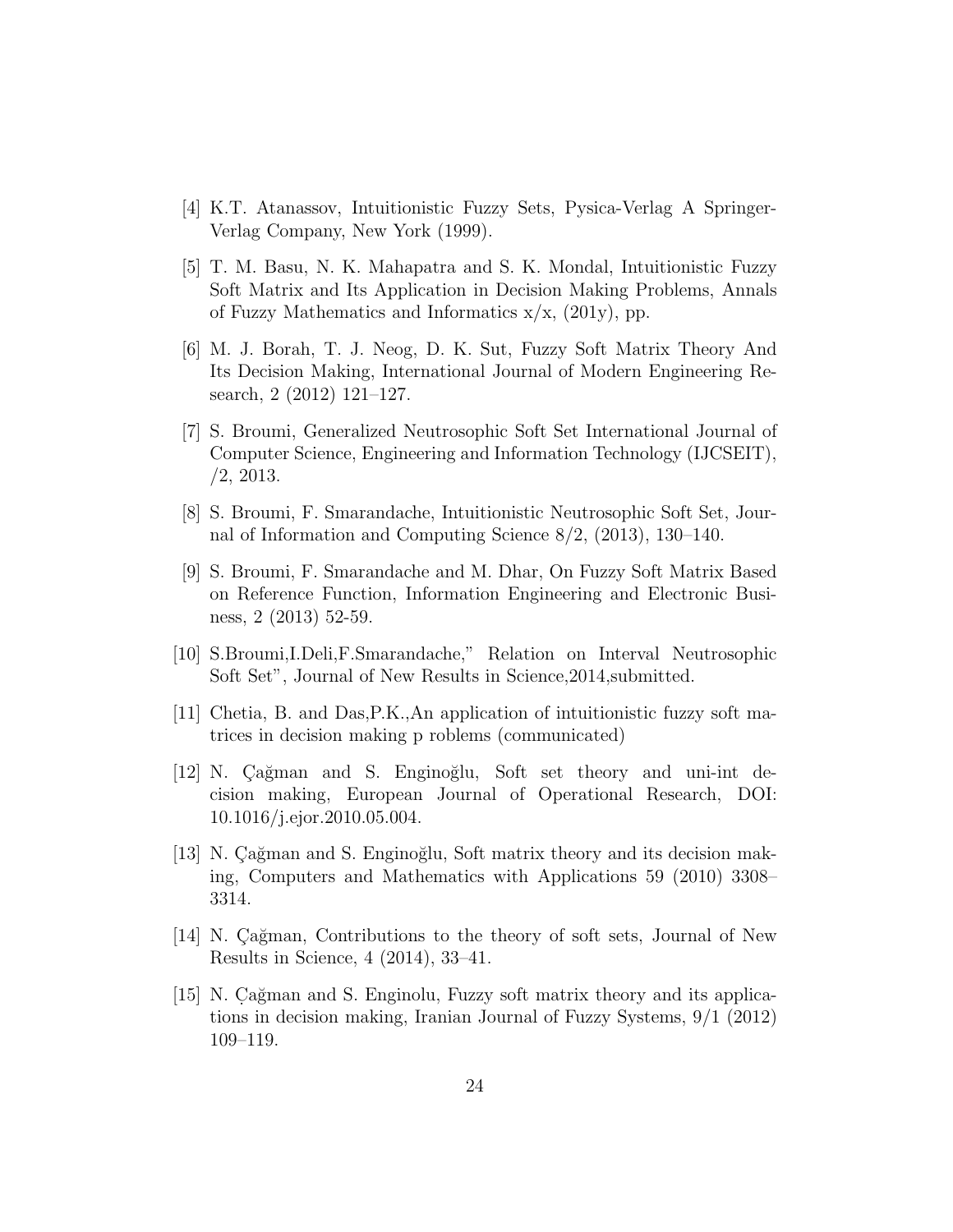[4] K.T. Atanassov, Intuitionistic Fuzzy Sets, Pysica-Verlag A Springer-Verlag Company, New York (1999).

[5] T. M. Basu, N. K. Mahapatra and S. K. Mondal, Intuitionistic Fuzzy Soft Matrix and Its Application in Decision Making Problems, Annals of Fuzzy Mathematics and Informatics x/x, (201y), pp.

[6] M. J. Borah, T. J. Neog, D. K. Sut, Fuzzy Soft Matrix Theory And Its Decision Making, International Journal of Modern Engineering Research, 2 (2012) 121–127.

[7] S. Broumi, Generalized Neutrosophic Soft Set International Journal of Computer Science, Engineering and Information Technology (IJCSEIT), /2, 2013.

[8] S. Broumi, F. Smarandache, Intuitionistic Neutrosophic Soft Set, Journal of Information and Computing Science 8/2, (2013), 130–140.

[9] S. Broumi, F. Smarandache and M. Dhar, On Fuzzy Soft Matrix Based on Reference Function, Information Engineering and Electronic Business, 2 (2013) 52-59.

[10] S.Broumi,I.Deli,F.Smarandache," Relation on Interval Neutrosophic Soft Set", Journal of New Results in Science,2014,submitted.

[11] Chetia, B. and Das,P.K.,An application of intuitionistic fuzzy soft matrices in decision making p roblems (communicated)

[12] N. Çağman and S. Enginoğlu, Soft set theory and uni-int decision making, European Journal of Operational Research, DOI: 10.1016/j.ejor.2010.05.004.

[13] N. Çağman and S. Enginoğlu, Soft matrix theory and its decision making, Computers and Mathematics with Applications 59 (2010) 3308–3314.

[14] N. Çağman, Contributions to the theory of soft sets, Journal of New Results in Science, 4 (2014), 33–41.

[15] N. Çağman and S. Enginolu, Fuzzy soft matrix theory and its applications in decision making, Iranian Journal of Fuzzy Systems, 9/1 (2012) 109–119.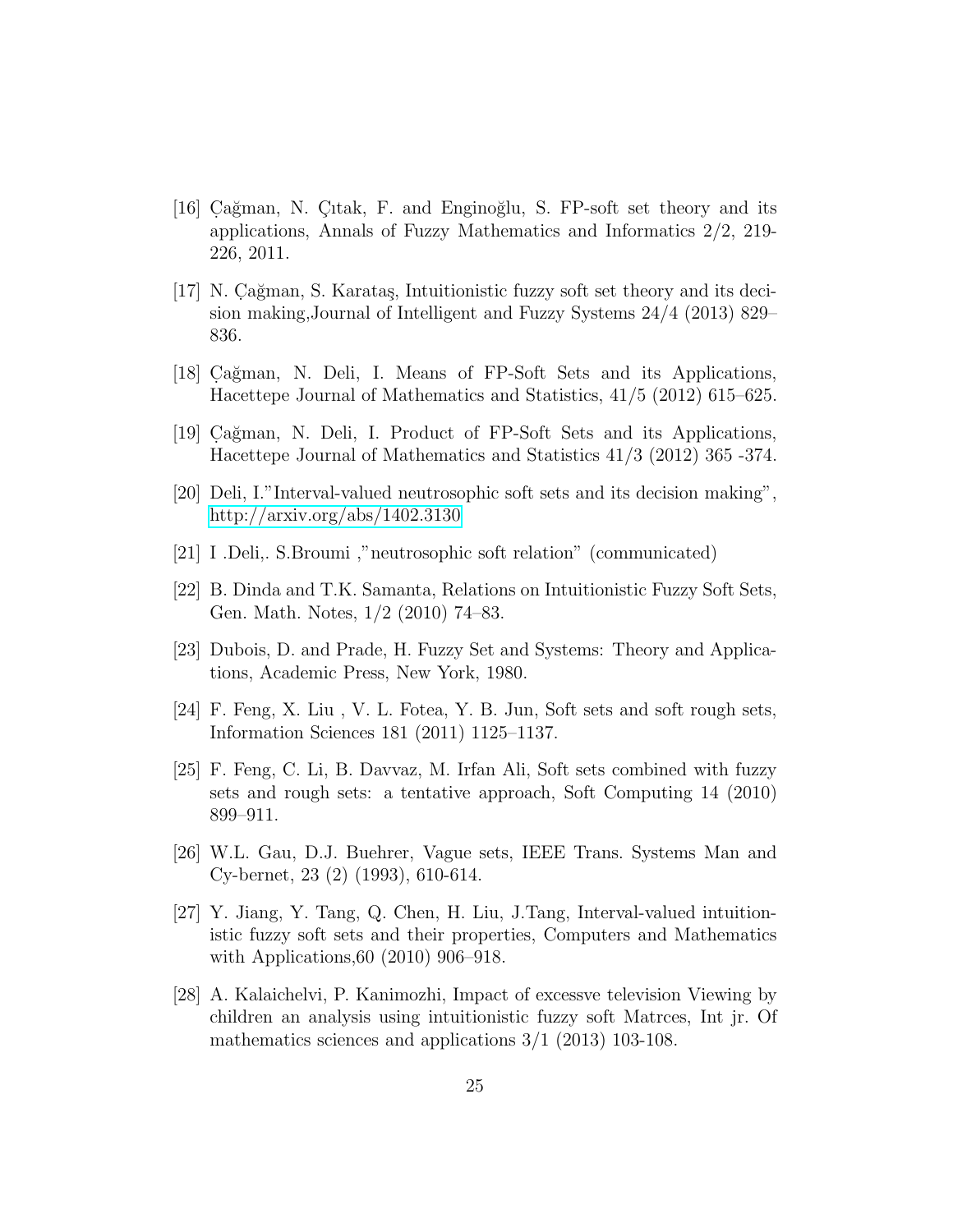[16] Çağman, N. Çıtak, F. and Enginoğlu, S. FP-soft set theory and its applications, Annals of Fuzzy Mathematics and Informatics 2/2, 219-226, 2011.

[17] N. Çağman, S. Karataş, Intuitionistic fuzzy soft set theory and its decision making,Journal of Intelligent and Fuzzy Systems 24/4 (2013) 829–836.

[18] Çağman, N. Deli, I. Means of FP-Soft Sets and its Applications, Hacettepe Journal of Mathematics and Statistics, 41/5 (2012) 615–625.

[19] Çağman, N. Deli, I. Product of FP-Soft Sets and its Applications, Hacettepe Journal of Mathematics and Statistics 41/3 (2012) 365 -374.

[20] Deli, I."Interval-valued neutrosophic soft sets and its decision making", http://arxiv.org/abs/1402.3130

[21] I .Deli,. S.Broumi ,"neutrosophic soft relation" (communicated)

[22] B. Dinda and T.K. Samanta, Relations on Intuitionistic Fuzzy Soft Sets, Gen. Math. Notes, 1/2 (2010) 74–83.

[23] Dubois, D. and Prade, H. Fuzzy Set and Systems: Theory and Applications, Academic Press, New York, 1980.

[24] F. Feng, X. Liu , V. L. Fotea, Y. B. Jun, Soft sets and soft rough sets, Information Sciences 181 (2011) 1125–1137.

[25] F. Feng, C. Li, B. Davvaz, M. Irfan Ali, Soft sets combined with fuzzy sets and rough sets: a tentative approach, Soft Computing 14 (2010) 899–911.

[26] W.L. Gau, D.J. Buehrer, Vague sets, IEEE Trans. Systems Man and Cy-bernet, 23 (2) (1993), 610-614.

[27] Y. Jiang, Y. Tang, Q. Chen, H. Liu, J.Tang, Interval-valued intuitionistic fuzzy soft sets and their properties, Computers and Mathematics with Applications,60 (2010) 906–918.

[28] A. Kalaichelvi, P. Kanimozhi, Impact of excessve television Viewing by children an analysis using intuitionistic fuzzy soft Matrces, Int jr. Of mathematics sciences and applications 3/1 (2013) 103-108.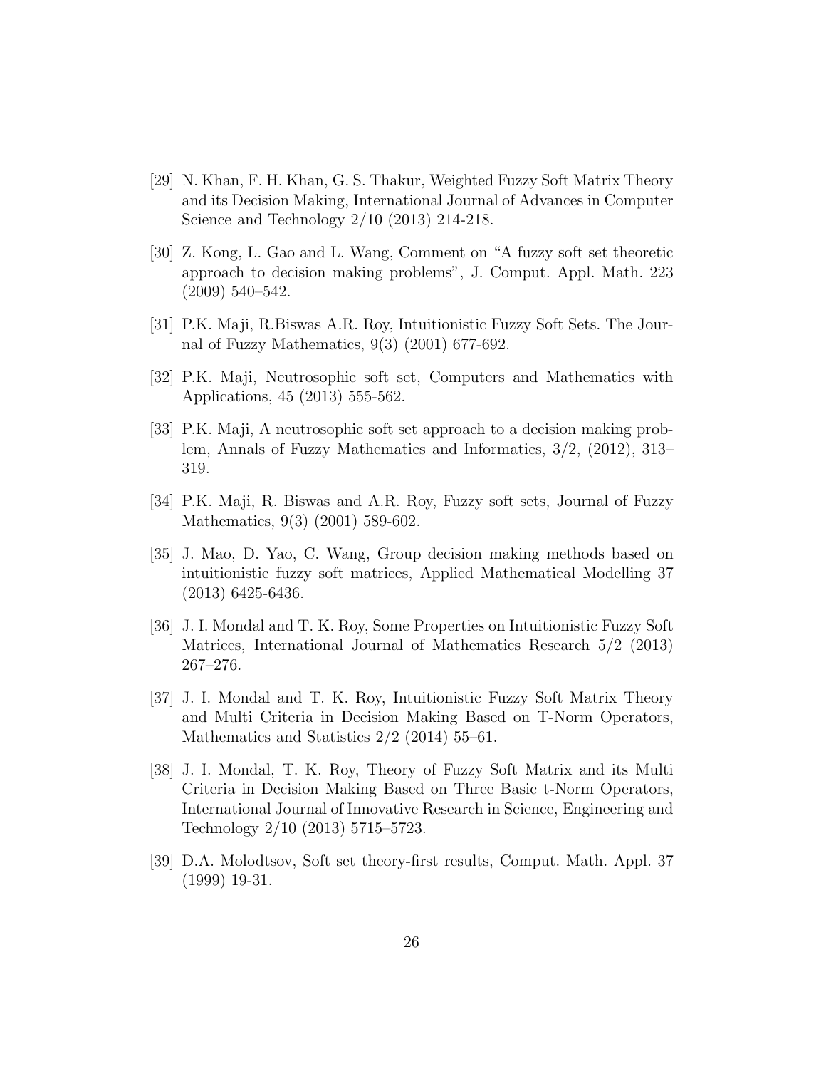[29] N. Khan, F. H. Khan, G. S. Thakur, Weighted Fuzzy Soft Matrix Theory and its Decision Making, International Journal of Advances in Computer Science and Technology 2/10 (2013) 214-218.

[30] Z. Kong, L. Gao and L. Wang, Comment on "A fuzzy soft set theoretic approach to decision making problems", J. Comput. Appl. Math. 223 (2009) 540–542.

[31] P.K. Maji, R.Biswas A.R. Roy, Intuitionistic Fuzzy Soft Sets. The Journal of Fuzzy Mathematics, 9(3) (2001) 677-692.

[32] P.K. Maji, Neutrosophic soft set, Computers and Mathematics with Applications, 45 (2013) 555-562.

[33] P.K. Maji, A neutrosophic soft set approach to a decision making problem, Annals of Fuzzy Mathematics and Informatics, 3/2, (2012), 313–319.

[34] P.K. Maji, R. Biswas and A.R. Roy, Fuzzy soft sets, Journal of Fuzzy Mathematics, 9(3) (2001) 589-602.

[35] J. Mao, D. Yao, C. Wang, Group decision making methods based on intuitionistic fuzzy soft matrices, Applied Mathematical Modelling 37 (2013) 6425-6436.

[36] J. I. Mondal and T. K. Roy, Some Properties on Intuitionistic Fuzzy Soft Matrices, International Journal of Mathematics Research 5/2 (2013) 267–276.

[37] J. I. Mondal and T. K. Roy, Intuitionistic Fuzzy Soft Matrix Theory and Multi Criteria in Decision Making Based on T-Norm Operators, Mathematics and Statistics 2/2 (2014) 55–61.

[38] J. I. Mondal, T. K. Roy, Theory of Fuzzy Soft Matrix and its Multi Criteria in Decision Making Based on Three Basic t-Norm Operators, International Journal of Innovative Research in Science, Engineering and Technology 2/10 (2013) 5715–5723.

[39] D.A. Molodtsov, Soft set theory-first results, Comput. Math. Appl. 37 (1999) 19-31.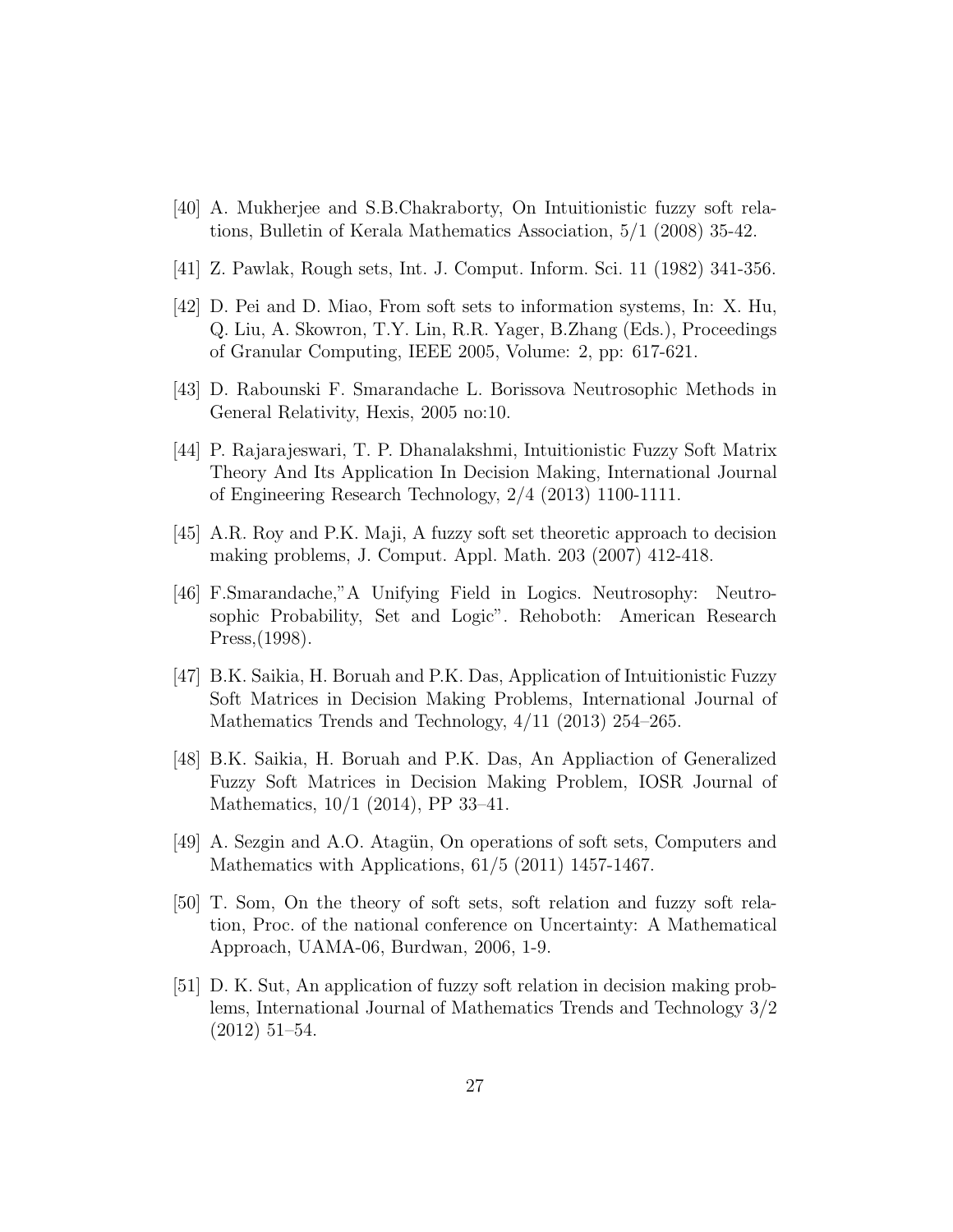[40] A. Mukherjee and S.B.Chakraborty, On Intuitionistic fuzzy soft relations, Bulletin of Kerala Mathematics Association, 5/1 (2008) 35-42.

[41] Z. Pawlak, Rough sets, Int. J. Comput. Inform. Sci. 11 (1982) 341-356.

[42] D. Pei and D. Miao, From soft sets to information systems, In: X. Hu, Q. Liu, A. Skowron, T.Y. Lin, R.R. Yager, B.Zhang (Eds.), Proceedings of Granular Computing, IEEE 2005, Volume: 2, pp: 617-621.

[43] D. Rabounski F. Smarandache L. Borissova Neutrosophic Methods in General Relativity, Hexis, 2005 no:10.

[44] P. Rajarajeswari, T. P. Dhanalakshmi, Intuitionistic Fuzzy Soft Matrix Theory And Its Application In Decision Making, International Journal of Engineering Research Technology, 2/4 (2013) 1100-1111.

[45] A.R. Roy and P.K. Maji, A fuzzy soft set theoretic approach to decision making problems, J. Comput. Appl. Math. 203 (2007) 412-418.

[46] F.Smarandache,"A Unifying Field in Logics. Neutrosophy: Neutrosophic Probability, Set and Logic". Rehoboth: American Research Press,(1998).

[47] B.K. Saikia, H. Boruah and P.K. Das, Application of Intuitionistic Fuzzy Soft Matrices in Decision Making Problems, International Journal of Mathematics Trends and Technology, 4/11 (2013) 254–265.

[48] B.K. Saikia, H. Boruah and P.K. Das, An Appliaction of Generalized Fuzzy Soft Matrices in Decision Making Problem, IOSR Journal of Mathematics, 10/1 (2014), PP 33–41.

[49] A. Sezgin and A.O. Atagün, On operations of soft sets, Computers and Mathematics with Applications, 61/5 (2011) 1457-1467.

[50] T. Som, On the theory of soft sets, soft relation and fuzzy soft relation, Proc. of the national conference on Uncertainty: A Mathematical Approach, UAMA-06, Burdwan, 2006, 1-9.

[51] D. K. Sut, An application of fuzzy soft relation in decision making problems, International Journal of Mathematics Trends and Technology 3/2 (2012) 51–54.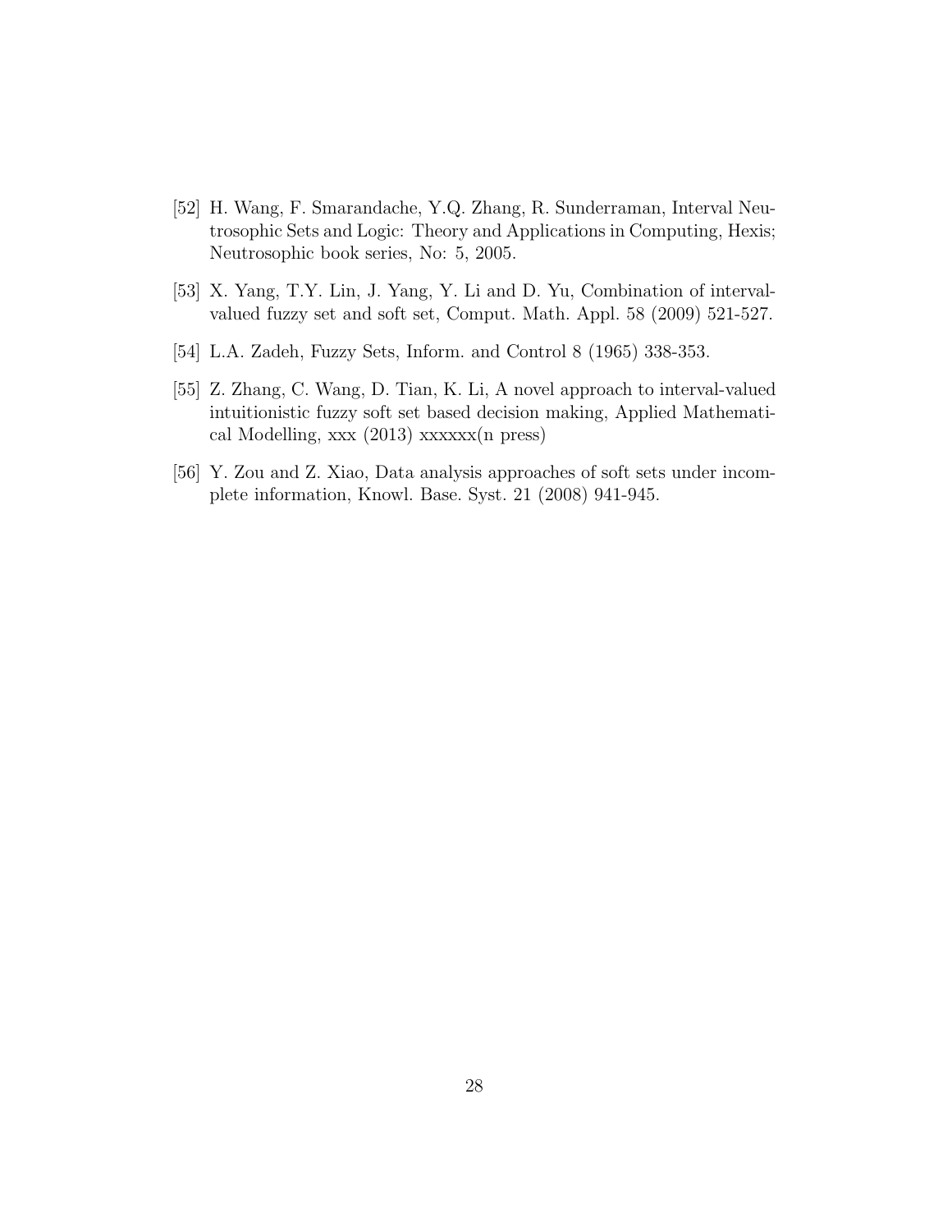[52] H. Wang, F. Smarandache, Y.Q. Zhang, R. Sunderraman, Interval Neutrosophic Sets and Logic: Theory and Applications in Computing, Hexis; Neutrosophic book series, No: 5, 2005.

[53] X. Yang, T.Y. Lin, J. Yang, Y. Li and D. Yu, Combination of interval-valued fuzzy set and soft set, Comput. Math. Appl. 58 (2009) 521-527.

[54] L.A. Zadeh, Fuzzy Sets, Inform. and Control 8 (1965) 338-353.

[55] Z. Zhang, C. Wang, D. Tian, K. Li, A novel approach to interval-valued intuitionistic fuzzy soft set based decision making, Applied Mathematical Modelling, xxx (2013) xxxxxx(n press)

[56] Y. Zou and Z. Xiao, Data analysis approaches of soft sets under incomplete information, Knowl. Base. Syst. 21 (2008) 941-945.